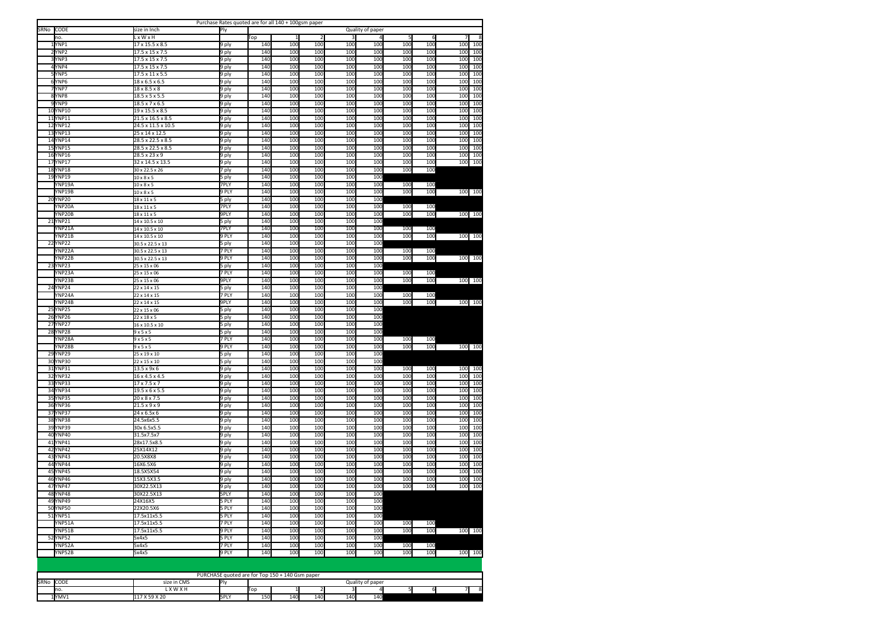Purchase Rates quoted are for all 140 + 100gsm paper

| SRNo | CODE | size in Inch | Ply | Quality of paper | | | | | | | | |
|---|---|---|---|---|---|---|---|---|---|---|---|---|
| no. | | L x W x H | | Top | 1 | 2 | 3 | 4 | 5 | 6 | 7 | 8 |
| 1 | YNP1 | 17 x 15.5 x 8.5 | 9 ply | 140 | 100 | 100 | 100 | 100 | 100 | 100 | 100 | 100 |
| 2 | YNP2 | 17.5 x 15 x 7.5 | 9 ply | 140 | 100 | 100 | 100 | 100 | 100 | 100 | 100 | 100 |
| 3 | YNP3 | 17.5 x 15 x 7.5 | 9 ply | 140 | 100 | 100 | 100 | 100 | 100 | 100 | 100 | 100 |
| 4 | YNP4 | 17.5 x 15 x 7.5 | 9 ply | 140 | 100 | 100 | 100 | 100 | 100 | 100 | 100 | 100 |
| 5 | YNP5 | 17.5 x 11 x 5.5 | 9 ply | 140 | 100 | 100 | 100 | 100 | 100 | 100 | 100 | 100 |
| 6 | YNP6 | 18 x 6.5 x 6.5 | 9 ply | 140 | 100 | 100 | 100 | 100 | 100 | 100 | 100 | 100 |
| 7 | YNP7 | 18 x 8.5 x 8 | 9 ply | 140 | 100 | 100 | 100 | 100 | 100 | 100 | 100 | 100 |
| 8 | YNP8 | 18.5 x 5 x 5.5 | 9 ply | 140 | 100 | 100 | 100 | 100 | 100 | 100 | 100 | 100 |
| 9 | YNP9 | 18.5 x 7 x 6.5 | 9 ply | 140 | 100 | 100 | 100 | 100 | 100 | 100 | 100 | 100 |
| 10 | YNP10 | 19 x 15.5 x 8.5 | 9 ply | 140 | 100 | 100 | 100 | 100 | 100 | 100 | 100 | 100 |
| 11 | YNP11 | 21.5 x 16.5 x 8.5 | 9 ply | 140 | 100 | 100 | 100 | 100 | 100 | 100 | 100 | 100 |
| 12 | YNP12 | 24.5 x 11.5 x 10.5 | 9 ply | 140 | 100 | 100 | 100 | 100 | 100 | 100 | 100 | 100 |
| 13 | YNP13 | 25 x 14 x 12.5 | 9 ply | 140 | 100 | 100 | 100 | 100 | 100 | 100 | 100 | 100 |
| 14 | YNP14 | 28.5 x 22.5 x 8.5 | 9 ply | 140 | 100 | 100 | 100 | 100 | 100 | 100 | 100 | 100 |
| 15 | YNP15 | 28.5 x 22.5 x 8.5 | 9 ply | 140 | 100 | 100 | 100 | 100 | 100 | 100 | 100 | 100 |
| 16 | YNP16 | 28.5 x 23 x 9 | 9 ply | 140 | 100 | 100 | 100 | 100 | 100 | 100 | 100 | 100 |
| 17 | YNP17 | 32 x 14.5 x 13.5 | 9 ply | 140 | 100 | 100 | 100 | 100 | 100 | 100 | 100 | 100 |
| 18 | YNP18 | 30 x 22.5 x 26 | 7 ply | 140 | 100 | 100 | 100 | 100 | 100 | 100 | | |
| 19 | YNP19 | 10 x 8 x 5 | 5 ply | 140 | 100 | 100 | 100 | 100 | | | | |
| | YNP19A | 10 x 8 x 5 | 7PLY | 140 | 100 | 100 | 100 | 100 | 100 | 100 | | |
| | YNP19B | 10 x 8 x 5 | 9 PLY | 140 | 100 | 100 | 100 | 100 | 100 | 100 | 100 | 100 |
| 20 | YNP20 | 18 x 11 x 5 | 5 ply | 140 | 100 | 100 | 100 | 100 | | | | |
| | YNP20A | 18 x 11 x 5 | 7PLY | 140 | 100 | 100 | 100 | 100 | 100 | 100 | | |
| | YNP20B | 18 x 11 x 5 | 9PLY | 140 | 100 | 100 | 100 | 100 | 100 | 100 | 100 | 100 |
| 21 | YNP21 | 14 x 10.5 x 10 | 5 ply | 140 | 100 | 100 | 100 | 100 | | | | |
| | YNP21A | 14 x 10.5 x 10 | 7PLY | 140 | 100 | 100 | 100 | 100 | 100 | 100 | | |
| | YNP21B | 14 x 10.5 x 10 | 9 PLY | 140 | 100 | 100 | 100 | 100 | 100 | 100 | 100 | 100 |
| 22 | YNP22 | 30.5 x 22.5 x 13 | 5 ply | 140 | 100 | 100 | 100 | 100 | | | | |
| | YNP22A | 30.5 x 22.5 x 13 | 7 PLY | 140 | 100 | 100 | 100 | 100 | 100 | 100 | | |
| | YNP22B | 30.5 x 22.5 x 13 | 9 PLY | 140 | 100 | 100 | 100 | 100 | 100 | 100 | 100 | 100 |
| 23 | YNP23 | 25 x 15 x 06 | 5 ply | 140 | 100 | 100 | 100 | 100 | | | | |
| | YNP23A | 25 x 15 x 06 | 7 PLY | 140 | 100 | 100 | 100 | 100 | 100 | 100 | | |
| | YNP23B | 25 x 15 x 06 | 9PLY | 140 | 100 | 100 | 100 | 100 | 100 | 100 | 100 | 100 |
| 24 | YNP24 | 22 x 14 x 15 | 5 ply | 140 | 100 | 100 | 100 | 100 | | | | |
| | YNP24A | 22 x 14 x 15 | 7 PLY | 140 | 100 | 100 | 100 | 100 | 100 | 100 | | |
| | YNP24B | 22 x 14 x 15 | 9PLY | 140 | 100 | 100 | 100 | 100 | 100 | 100 | 100 | 100 |
| 25 | YNP25 | 22 x 15 x 06 | 5 ply | 140 | 100 | 100 | 100 | 100 | | | | |
| 26 | YNP26 | 22 x 18 x 5 | 5 ply | 140 | 100 | 100 | 100 | 100 | | | | |
| 27 | YNP27 | 16 x 10.5 x 10 | 5 ply | 140 | 100 | 100 | 100 | 100 | | | | |
| 28 | YNP28 | 9 x 5 x 5 | 5 ply | 140 | 100 | 100 | 100 | 100 | | | | |
| | YNP28A | 9 x 5 x 5 | 7 PLY | 140 | 100 | 100 | 100 | 100 | 100 | 100 | | |
| | YNP28B | 9 x 5 x 5 | 9 PLY | 140 | 100 | 100 | 100 | 100 | 100 | 100 | 100 | 100 |
| 29 | YNP29 | 25 x 19 x 10 | 5 ply | 140 | 100 | 100 | 100 | 100 | | | | |
| 30 | YNP30 | 22 x 15 x 10 | 5 ply | 140 | 100 | 100 | 100 | 100 | | | | |
| 31 | YNP31 | 13.5 x 9x 6 | 9 ply | 140 | 100 | 100 | 100 | 100 | 100 | 100 | 100 | 100 |
| 32 | YNP32 | 16 x 4.5 x 4.5 | 9 ply | 140 | 100 | 100 | 100 | 100 | 100 | 100 | 100 | 100 |
| 33 | YNP33 | 17 x 7.5 x 7 | 9 ply | 140 | 100 | 100 | 100 | 100 | 100 | 100 | 100 | 100 |
| 34 | YNP34 | 19.5 x 6 x 5.5 | 9 ply | 140 | 100 | 100 | 100 | 100 | 100 | 100 | 100 | 100 |
| 35 | YNP35 | 20 x 8 x 7.5 | 9 ply | 140 | 100 | 100 | 100 | 100 | 100 | 100 | 100 | 100 |
| 36 | YNP36 | 21.5 x 9 x 9 | 9 ply | 140 | 100 | 100 | 100 | 100 | 100 | 100 | 100 | 100 |
| 37 | YNP37 | 24 x 6.5x 6 | 9 ply | 140 | 100 | 100 | 100 | 100 | 100 | 100 | 100 | 100 |
| 38 | YNP38 | 24.5x6x5.5 | 9 ply | 140 | 100 | 100 | 100 | 100 | 100 | 100 | 100 | 100 |
| 39 | YNP39 | 30x 6.5x5.5 | 9 ply | 140 | 100 | 100 | 100 | 100 | 100 | 100 | 100 | 100 |
| 40 | YNP40 | 31.5x7.5x7 | 9 ply | 140 | 100 | 100 | 100 | 100 | 100 | 100 | 100 | 100 |
| 41 | YNP41 | 28x17.5x8.5 | 9 ply | 140 | 100 | 100 | 100 | 100 | 100 | 100 | 100 | 100 |
| 42 | YNP42 | 25X14X12 | 9 ply | 140 | 100 | 100 | 100 | 100 | 100 | 100 | 100 | 100 |
| 43 | YNP43 | 20.5X8X8 | 9 ply | 140 | 100 | 100 | 100 | 100 | 100 | 100 | 100 | 100 |
| 44 | YNP44 | 16X6.5X6 | 9 ply | 140 | 100 | 100 | 100 | 100 | 100 | 100 | 100 | 100 |
| 45 | YNP45 | 18.5X5X54 | 9 ply | 140 | 100 | 100 | 100 | 100 | 100 | 100 | 100 | 100 |
| 46 | YNP46 | 15X3.5X3.5 | 9 ply | 140 | 100 | 100 | 100 | 100 | 100 | 100 | 100 | 100 |
| 47 | YNP47 | 30X22.5X13 | 9 ply | 140 | 100 | 100 | 100 | 100 | 100 | 100 | 100 | 100 |
| 48 | YNP48 | 30X22.5X13 | 5PLY | 140 | 100 | 100 | 100 | 100 | | | | |
| 49 | YNP49 | 24X16X5 | 5 PLY | 140 | 100 | 100 | 100 | 100 | | | | |
| 50 | YNP50 | 22X20.5X6 | 5 PLY | 140 | 100 | 100 | 100 | 100 | | | | |
| 51 | YNP51 | 17.5x11x5.5 | 5 PLY | 140 | 100 | 100 | 100 | 100 | | | | |
| | YNP51A | 17.5x11x5.5 | 7 PLY | 140 | 100 | 100 | 100 | 100 | 100 | 100 | | |
| | YNP51B | 17.5x11x5.5 | 9 PLY | 140 | 100 | 100 | 100 | 100 | 100 | 100 | 100 | 100 |
| 52 | YNP52 | 5x4x5 | 5 PLY | 140 | 100 | 100 | 100 | 100 | | | | |
| | YNP52A | 5x4x5 | 7 PLY | 140 | 100 | 100 | 100 | 100 | 100 | 100 | | |
| | YNP52B | 5x4x5 | 9 PLY | 140 | 100 | 100 | 100 | 100 | 100 | 100 | 100 | 100 |

PURCHASE quoted are for Top 150 + 140 Gsm paper

| SRNo | CODE | size in CMS | Ply | Quality of paper | | | | | | | | |
|---|---|---|---|---|---|---|---|---|---|---|---|---|
| no. | | L X W X H | | Top | 1 | 2 | 3 | 4 | 5 | 6 | 7 | 8 |
| 1 | YMV1 | 117 X 59 X 20 | 5PLY | 150 | 140 | 140 | 140 | 140 | | | | |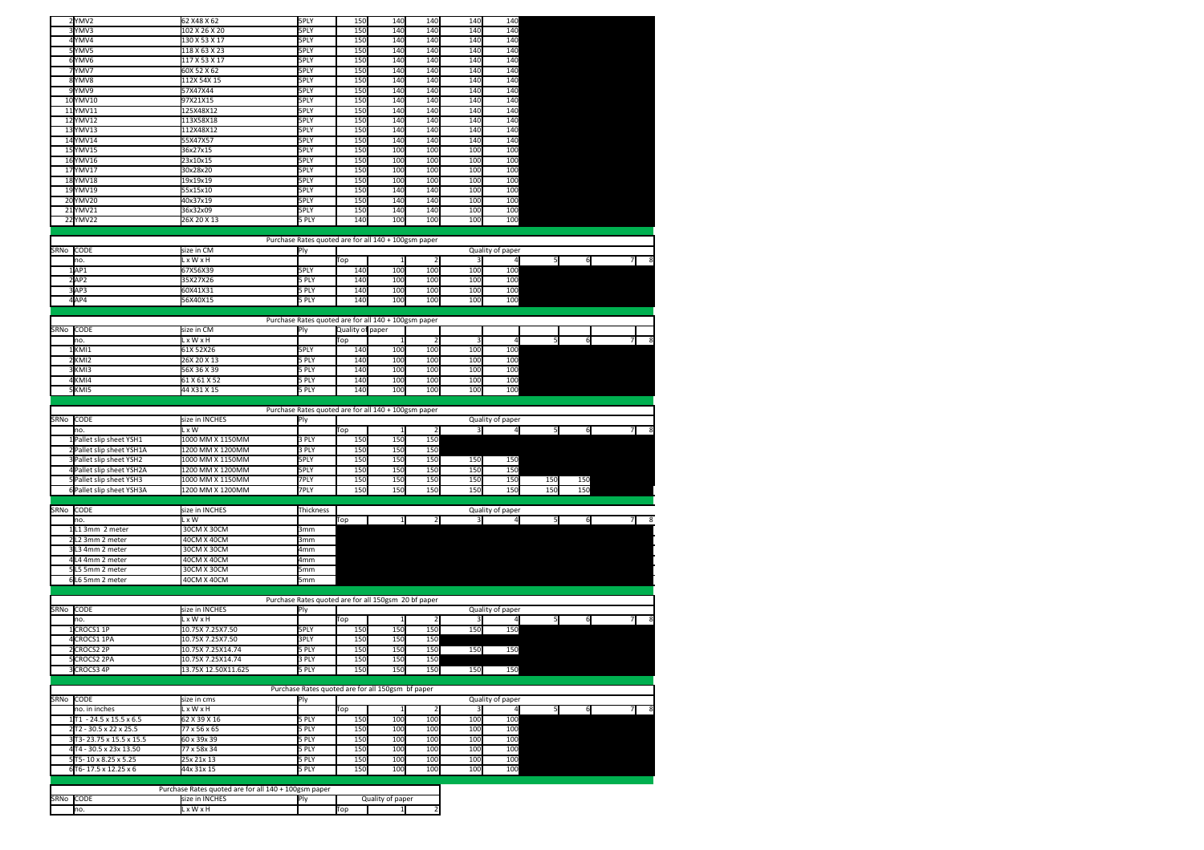| SRNo | CODE | size in CM | Ply | Top | 1 | 2 | 3 | 4 | 5 | 6 | 7 | 8 |
|---|---|---|---|---|---|---|---|---|---|---|---|---|
| 2 | YMV2 | 62 X48 X 62 | 5PLY | 150 | 140 | 140 | 140 | 140 | | | | |
| 3 | YMV3 | 102 X 26 X 20 | 5PLY | 150 | 140 | 140 | 140 | 140 | | | | |
| 4 | YMV4 | 130 X 53 X 17 | 5PLY | 150 | 140 | 140 | 140 | 140 | | | | |
| 5 | YMV5 | 118 X 63 X 23 | 5PLY | 150 | 140 | 140 | 140 | 140 | | | | |
| 6 | YMV6 | 117 X 53 X 17 | 5PLY | 150 | 140 | 140 | 140 | 140 | | | | |
| 7 | YMV7 | 60X 52 X 62 | 5PLY | 150 | 140 | 140 | 140 | 140 | | | | |
| 8 | YMV8 | 112X 54X 15 | 5PLY | 150 | 140 | 140 | 140 | 140 | | | | |
| 9 | YMV9 | 57X47X44 | 5PLY | 150 | 140 | 140 | 140 | 140 | | | | |
| 10 | YMV10 | 97X21X15 | 5PLY | 150 | 140 | 140 | 140 | 140 | | | | |
| 11 | YMV11 | 125X48X12 | 5PLY | 150 | 140 | 140 | 140 | 140 | | | | |
| 12 | YMV12 | 113X58X18 | 5PLY | 150 | 140 | 140 | 140 | 140 | | | | |
| 13 | YMV13 | 112X48X12 | 5PLY | 150 | 140 | 140 | 140 | 140 | | | | |
| 14 | YMV14 | 55X47X57 | 5PLY | 150 | 140 | 140 | 140 | 140 | | | | |
| 15 | YMV15 | 36x27x15 | 5PLY | 150 | 100 | 100 | 100 | 100 | | | | |
| 16 | YMV16 | 23x10x15 | 5PLY | 150 | 100 | 100 | 100 | 100 | | | | |
| 17 | YMV17 | 30x28x20 | 5PLY | 150 | 100 | 100 | 100 | 100 | | | | |
| 18 | YMV18 | 19x19x19 | 5PLY | 150 | 100 | 100 | 100 | 100 | | | | |
| 19 | YMV19 | 55x15x10 | 5PLY | 150 | 140 | 140 | 100 | 100 | | | | |
| 20 | YMV20 | 40x37x19 | 5PLY | 150 | 140 | 140 | 100 | 100 | | | | |
| 21 | YMV21 | 36x32x09 | 5PLY | 150 | 140 | 140 | 100 | 100 | | | | |
| 22 | YMV22 | 26X 20 X 13 | 5 PLY | 140 | 100 | 100 | 100 | 100 | | | | |

Purchase Rates quoted are for all 140 + 100gsm paper

| SRNo | CODE | size in CM | Ply | Quality of paper | | | | | | | | |
|---|---|---|---|---|---|---|---|---|---|---|---|---|
| | no. | L x W x H | | Top | 1 | 2 | 3 | 4 | 5 | 6 | 7 | 8 |
| 1 | AP1 | 67X56X39 | 5PLY | 140 | 100 | 100 | 100 | 100 | | | | |
| 2 | AP2 | 35X27X26 | 5 PLY | 140 | 100 | 100 | 100 | 100 | | | | |
| 3 | AP3 | 60X41X31 | 5 PLY | 140 | 100 | 100 | 100 | 100 | | | | |
| 4 | AP4 | 56X40X15 | 5 PLY | 140 | 100 | 100 | 100 | 100 | | | | |

Purchase Rates quoted are for all 140 + 100gsm paper

| SRNo | CODE | size in CM | Ply | Quality of paper | | | | | | | | |
|---|---|---|---|---|---|---|---|---|---|---|---|---|
| | no. | L x W x H | | Top | 1 | 2 | 3 | 4 | 5 | 6 | 7 | 8 |
| 1 | KMI1 | 61X 52X26 | 5PLY | 140 | 100 | 100 | 100 | 100 | | | | |
| 2 | KMI2 | 26X 20 X 13 | 5 PLY | 140 | 100 | 100 | 100 | 100 | | | | |
| 3 | KMI3 | 56X 36 X 39 | 5 PLY | 140 | 100 | 100 | 100 | 100 | | | | |
| 4 | KMI4 | 61 X 61 X 52 | 5 PLY | 140 | 100 | 100 | 100 | 100 | | | | |
| 5 | KMI5 | 44 X31 X 15 | 5 PLY | 140 | 100 | 100 | 100 | 100 | | | | |

Purchase Rates quoted are for all 140 + 100gsm paper

| SRNo | CODE | size in INCHES | Ply | Quality of paper | | | | | | | | |
|---|---|---|---|---|---|---|---|---|---|---|---|---|
| | no. | L x W | | Top | 1 | 2 | 3 | 4 | 5 | 6 | 7 | 8 |
| 1 | Pallet slip sheet YSH1 | 1000 MM X 1150MM | 3 PLY | 150 | 150 | 150 | | | | | | |
| 2 | Pallet slip sheet YSH1A | 1200 MM X 1200MM | 3 PLY | 150 | 150 | 150 | | | | | | |
| 3 | Pallet slip sheet YSH2 | 1000 MM X 1150MM | 5PLY | 150 | 150 | 150 | 150 | 150 | | | | |
| 4 | Pallet slip sheet YSH2A | 1200 MM X 1200MM | 5PLY | 150 | 150 | 150 | 150 | 150 | | | | |
| 5 | Pallet slip sheet YSH3 | 1000 MM X 1150MM | 7PLY | 150 | 150 | 150 | 150 | 150 | 150 | 150 | | |
| 6 | Pallet slip sheet YSH3A | 1200 MM X 1200MM | 7PLY | 150 | 150 | 150 | 150 | 150 | 150 | 150 | | |

| SRNo | CODE | size in INCHES | Thickness | Quality of paper | | | | | | | | |
|---|---|---|---|---|---|---|---|---|---|---|---|---|
| | no. | L x W | | Top | 1 | 2 | 3 | 4 | 5 | 6 | 7 | 8 |
| 1 | L1 3mm 2 meter | 30CM X 30CM | 3mm | | | | | | | | | |
| 2 | L2 3mm 2 meter | 40CM X 40CM | 3mm | | | | | | | | | |
| 3 | L3 4mm 2 meter | 30CM X 30CM | 4mm | | | | | | | | | |
| 4 | L4 4mm 2 meter | 40CM X 40CM | 4mm | | | | | | | | | |
| 5 | L5 5mm 2 meter | 30CM X 30CM | 5mm | | | | | | | | | |
| 6 | L6 5mm 2 meter | 40CM X 40CM | 5mm | | | | | | | | | |

Purchase Rates quoted are for all 150gsm 20 bf paper

| SRNo | CODE | size in INCHES | Ply | Quality of paper | | | | | | | | |
|---|---|---|---|---|---|---|---|---|---|---|---|---|
| | no. | L x W x H | | Top | 1 | 2 | 3 | 4 | 5 | 6 | 7 | 8 |
| 1 | CROCS1 1P | 10.75X 7.25X7.50 | 5PLY | 150 | 150 | 150 | 150 | 150 | | | | |
| 4 | CROCS1 1PA | 10.75X 7.25X7.50 | 3PLY | 150 | 150 | 150 | | | | | | |
| 2 | CROCS2 2P | 10.75X 7.25X14.74 | 5 PLY | 150 | 150 | 150 | 150 | 150 | | | | |
| 5 | CROCS2 2PA | 10.75X 7.25X14.74 | 3 PLY | 150 | 150 | 150 | | | | | | |
| 3 | CROCS3 4P | 13.75X 12.50X11.625 | 5 PLY | 150 | 150 | 150 | 150 | 150 | | | | |

Purchase Rates quoted are for all 150gsm bf paper

| SRNo | CODE | size in cms | Ply | Quality of paper | | | | | | | | |
|---|---|---|---|---|---|---|---|---|---|---|---|---|
| | no. in inches | L x W x H | | Top | 1 | 2 | 3 | 4 | 5 | 6 | 7 | 8 |
| 1 | T1 - 24.5 x 15.5 x 6.5 | 62 X 39 X 16 | 5 PLY | 150 | 100 | 100 | 100 | 100 | | | | |
| 2 | T2 - 30.5 x 22 x 25.5 | 77 x 56 x 65 | 5 PLY | 150 | 100 | 100 | 100 | 100 | | | | |
| 3 | T3- 23.75 x 15.5 x 15.5 | 60 x 39x 39 | 5 PLY | 150 | 100 | 100 | 100 | 100 | | | | |
| 4 | T4 - 30.5 x 23x 13.50 | 77 x 58x 34 | 5 PLY | 150 | 100 | 100 | 100 | 100 | | | | |
| 5 | T5- 10 x 8.25 x 5.25 | 25x 21x 13 | 5 PLY | 150 | 100 | 100 | 100 | 100 | | | | |
| 6 | T6- 17.5 x 12.25 x 6 | 44x 31x 15 | 5 PLY | 150 | 100 | 100 | 100 | 100 | | | | |

Purchase Rates quoted are for all 140 + 100gsm paper

| SRNo | CODE | size in INCHES | Ply | Quality of paper | | |
|---|---|---|---|---|---|---|
| | no. | L x W x H | | Top | 1 | 2 |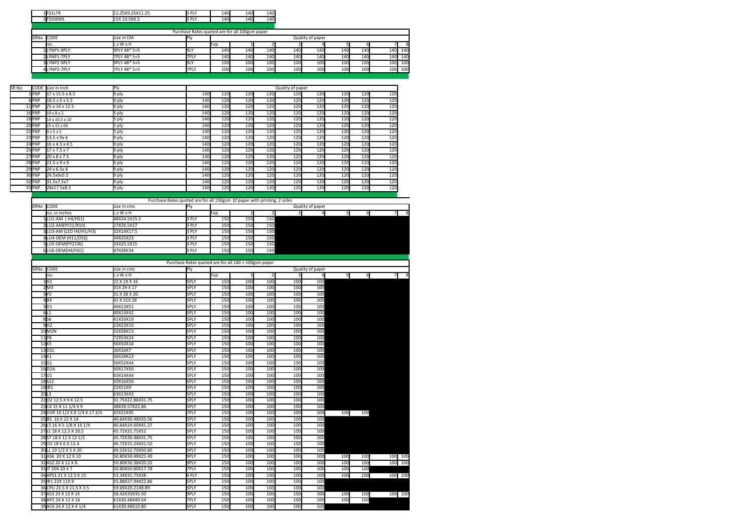| 1 | FS1LTR | 12.25X9.25X11.25 | 3 PLY | 140 | 140 | 140 |
|---|---|---|---|---|---|---|
| 2 | FS500ML | 15X 10.5X8.5 | 3 PLY | 140 | 140 | 140 |

| | | | Purchase Rates quoted are for all 100gsm paper | | | | | | | | | | |
|---|---|---|---|---|---|---|---|---|---|---|---|---|---|
| SRNo | CODE | size in CM | Ply | Quality of paper | | | | | | | | | |
| | no. | L x W x H | | Top | 1 | 2 | 3 | 4 | 5 | 6 | 7 | 8 |
| 1 | LYNP1-9PLY | 9PLY 48* 5+5 | 9LY | 140 | 140 | 140 | 140 | 140 | 140 | 140 | 140 | 140 |
| 2 | LYNP1-7PLY | 7PLY 48* 5+5 | 7PLY | 140 | 140 | 140 | 140 | 140 | 140 | 140 | 140 | 140 |
| 3 | LYNP2-9PLY | 9PLY 48* 5+5 | 9LY | 100 | 100 | 100 | 100 | 100 | 100 | 100 | 100 | 100 |
| 4 | LYNP2-7PLY | 7PLY 48* 5+5 | 7PLY | 100 | 100 | 100 | 100 | 100 | 100 | 100 | 100 | 100 |

| SR No | CODE | Size in Inch | Ply | Quality of paper | | | | | | | | |
|---|---|---|---|---|---|---|---|---|---|---|---|---|
| 1 | YNP | 17 x 15.5 x 8.5 | 9 ply | 140 | 120 | 120 | 120 | 120 | 120 | 120 | 120 | 120 |
| 6 | YNP | 18.5 x 5 x 5.5 | 9 ply | 140 | 120 | 120 | 120 | 120 | 120 | 120 | 120 | 120 |
| 11 | YNP | 25 x 14 x 12.5 | 9 ply | 140 | 120 | 120 | 120 | 120 | 120 | 120 | 120 | 120 |
| 16 | YNP | 10 x 8 x 5 | 5 ply | 140 | 120 | 120 | 120 | 120 | 120 | 120 | 120 | 120 |
| 18 | YNP | 14 x 10.5 x 10 | 5 ply | 140 | 120 | 120 | 120 | 120 | 120 | 120 | 120 | 120 |
| 20 | YNP | 25 x 15 x 06 | 5 ply | 140 | 120 | 120 | 120 | 120 | 120 | 120 | 120 | 120 |
| 22 | YNP | 9 x 5 x 5 | 5 ply | 140 | 120 | 120 | 120 | 120 | 120 | 120 | 120 | 120 |
| 23 | YNP | 13.5 x 9x 6 | 9 ply | 140 | 120 | 120 | 120 | 120 | 120 | 120 | 120 | 120 |
| 24 | YNP | 16 x 4.5 x 4.5 | 9 ply | 140 | 120 | 120 | 120 | 120 | 120 | 120 | 120 | 120 |
| 25 | YNP | 17 x 7.5 x 7 | 9 ply | 140 | 120 | 120 | 120 | 120 | 120 | 120 | 120 | 120 |
| 27 | YNP | 20 x 8 x 7.5 | 9 ply | 140 | 120 | 120 | 120 | 120 | 120 | 120 | 120 | 120 |
| 28 | YNP | 21.5 x 9 x 9 | 9 ply | 140 | 120 | 120 | 120 | 120 | 120 | 120 | 120 | 120 |
| 29 | YNP | 24 x 6.5x 6 | 9 ply | 140 | 120 | 120 | 120 | 120 | 120 | 120 | 120 | 120 |
| 30 | YNP | 24.5x6x5.5 | 9 ply | 140 | 120 | 120 | 120 | 120 | 120 | 120 | 120 | 120 |
| 32 | YNP | 31.5x7.5x7 | 9 ply | 140 | 120 | 120 | 120 | 120 | 120 | 120 | 120 | 120 |
| 33 | YNP | 28x17.5x8.5 | 9 ply | 140 | 120 | 120 | 120 | 120 | 120 | 120 | 120 | 120 |

| | | | Purchase Rates quoted are for all 150gsm bf paper with printing 2 sides | | | | | | | | | | |
|---|---|---|---|---|---|---|---|---|---|---|---|---|---|
| SRNo | CODE | size in cms | Ply | Quality of paper | | | | | | | | | |
| | no. in inches | L x W x H | | Top | 1 | 2 | 3 | 4 | 5 | 6 | 7 | 8 |
| 1 | LU1-AM ( H4/HS1) | 48X24.5X15.5 | 3 PLY | 150 | 150 | 150 | | | | | | |
| 2 | LU2-AM(PY21/R10) | 27X26.5X17 | 3 PLY | 150 | 150 | 150 | | | | | | |
| 3 | LU3-AM (LED H4/H1/H3) | 32X14X17.5 | 3 PLY | 150 | 150 | 150 | | | | | | |
| 4 | LU4-OEM (H11/D5S) | 34X25X23 | 3 PLY | 150 | 150 | 150 | | | | | | |
| 5 | LU5-OEM(PY21W) | 33X25.5X15 | 3 PLY | 150 | 150 | 150 | | | | | | |
| 6 | LU6-OEM(H4/HS1) | 47X28X34 | 3 PLY | 150 | 150 | 150 | | | | | | |

| | | | Purchase Rates quoted are for all 140 + 100gsm paper | | | | | | | | | | |
|---|---|---|---|---|---|---|---|---|---|---|---|---|---|
| SRNo | CODE | size in cms | Ply | Quality of paper | | | | | | | | | |
| | no. | L x W x H | | Top | 1 | 2 | 3 | 4 | 5 | 6 | 7 | 8 |
| 1 | H1 | 22 X 19 X 16 | 5PLY | 150 | 100 | 100 | 100 | 100 | | | | |
| 2 | M3 | 31X 29 X 17 | 5PLY | 150 | 100 | 100 | 100 | 100 | | | | |
| 3 | P2 | 31 X 28 X 20 | 5PLY | 150 | 100 | 100 | 100 | 100 | | | | |
| 4 | B4 | 41 X 31X 28 | 5PLY | 150 | 100 | 100 | 100 | 100 | | | | |
| 5 | D1 | 49X13X51 | 5PLY | 150 | 100 | 100 | 100 | 100 | | | | |
| 6 | L1 | 40X14X42 | 5PLY | 150 | 100 | 100 | 100 | 100 | | | | |
| 8 | S6 | 41X33X19 | 5PLY | 150 | 100 | 100 | 100 | 100 | | | | |
| 9 | H2 | 23X23X10 | 5PLY | 150 | 100 | 100 | 100 | 100 | | | | |
| 10 | M2N | 32X28X13 | 5PLY | 150 | 100 | 100 | 100 | 100 | | | | |
| 11 | P8 | 72X53X24 | 5PLY | 150 | 100 | 100 | 100 | 100 | | | | |
| 12 | K5 | 56X50X18 | 5PLY | 150 | 100 | 100 | 100 | 100 | | | | |
| 13 | DS1 | 26X16X7 | 5PLY | 150 | 100 | 100 | 100 | 100 | | | | |
| 14 | K1 | 56X28X23 | 5PLY | 150 | 100 | 100 | 100 | 100 | | | | |
| 15 | G1 | 56X52X44 | 5PLY | 150 | 100 | 100 | 100 | 100 | | | | |
| 16 | D2A | 50X17X50 | 5PLY | 150 | 100 | 100 | 100 | 100 | | | | |
| 17 | U1 | 63X14X44 | 5PLY | 150 | 100 | 100 | 100 | 100 | | | | |
| 18 | S12 | 50X16X50 | 5PLY | 150 | 100 | 100 | 100 | 100 | | | | |
| 19 | R1 | 22X11X9 | 5PLY | 150 | 100 | 100 | 100 | 100 | | | | |
| 20 | L3 | 63X13X43 | 5PLY | 150 | 100 | 100 | 100 | 100 | | | | |
| 22 | D2 12.5 X 9 X 12.5 | 31.75X22.86X31.75 | 5PLY | 150 | 100 | 100 | 100 | 100 | | | | |
| 23 | C4 15 X 11 1/4 X 9 | 38X28.57X22.86 | 5PLY | 150 | 100 | 100 | 100 | 100 | | | | |
| 24 | DVR 16 1/2 X 8 1/4 X 17 3/4 | 42X21X45 | 7PLY | 150 | 100 | 100 | 100 | 100 | 100 | 100 | | |
| 25 | B5 16 X 12 X 14 | 40.64X30.48X35.56 | 5PLY | 150 | 100 | 100 | 100 | 100 | | | | |
| 26 | L5 16 X 5 1/8 X 16 1/4 | 40.64X14.60X41.27 | 5PLY | 150 | 100 | 100 | 100 | 100 | | | | |
| 27 | J1 18 X 12.5 X 20.5 | 45.72X31.75X52 | 5PLY | 150 | 100 | 100 | 100 | 100 | | | | |
| 28 | S7 18 X 12 X 12 1/2 | 45.72X30.48X31.75 | 5PLY | 150 | 100 | 100 | 100 | 100 | | | | |
| 29 | O3 18 X 6 X 12.4 | 45.72X15.24X31.50 | 5PLY | 150 | 100 | 100 | 100 | 100 | | | | |
| 30 | L 19 1/2 X 5 X 20 | 49.53X12.70X50.80 | 5PLY | 150 | 100 | 100 | 100 | 100 | | | | |
| 31 | AS6 20 X 12 X 10 | 50.80X30.48X25.40 | 9PLY | 150 | 100 | 100 | 100 | 100 | 100 | 100 | 100 | 100 |
| 32 | AS2 20 X 12 X 8 | 50.80X30.38X20.32 | 9PLY | 150 | 100 | 100 | 100 | 100 | 100 | 100 | 100 | 100 |
| 33 | T 20X 20 X 7 | 50.80X50.80X17.78 | 7PLY | 150 | 100 | 100 | 100 | 100 | 100 | 100 | | |
| 34 | APS1 21 X 12.5 X 15 | 53.34X31.75X38 | 9 PLY | 150 | 100 | 100 | 100 | 100 | 100 | 100 | 100 | 100 |
| 35 | IR1 22X 11X 9 | 55.88X27.94X22.86 | 5PLY | 150 | 100 | 100 | 100 | 100 | | | | |
| 36 | CPU 23.5 X 11.5 X 3.5 | 59.69X29.21X8.89 | 5PLY | 150 | 100 | 100 | 100 | 100 | | | | |
| 37 | AS3 23 X 13 X 14 | 58.42X33X35.50 | 9PLY | 150 | 100 | 100 | 100 | 100 | 100 | 100 | 100 | 100 |
| 38 | AP2 24 X 12 X 16 | 61X30.48X40.64 | 7PLY | 150 | 100 | 100 | 100 | 100 | 100 | 100 | | |
| 39 | AC6 24 X 12 X 4 1/4 | 61X30.48X10.80 | 5PLY | 150 | 100 | 100 | 100 | 100 | | | | |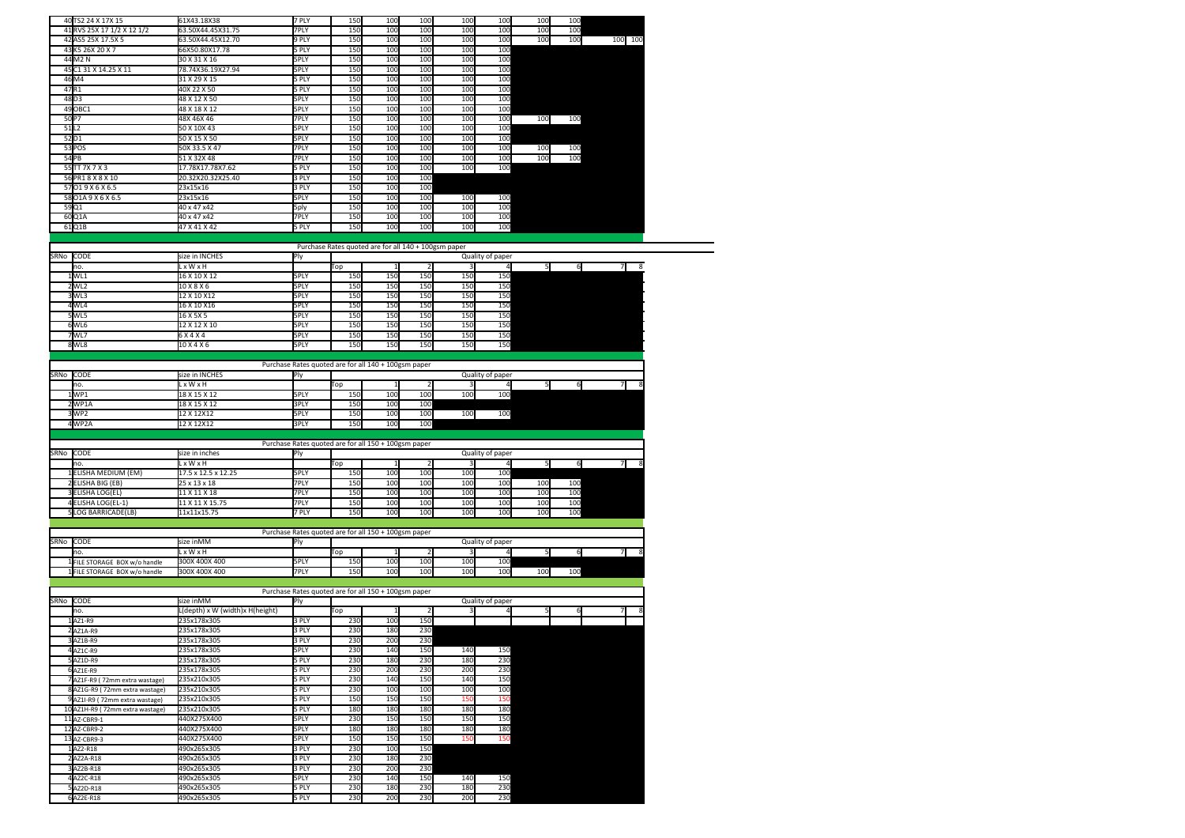| SRNo | CODE | size | Ply | Top | 1 | 2 | 3 | 4 | 5 | 6 | 7 | 8 |
|---|---|---|---|---|---|---|---|---|---|---|---|---|
| 40 | TS2 24 X 17X 15 | 61X43.18X38 | 7 PLY | 150 | 100 | 100 | 100 | 100 | 100 | 100 | | |
| 41 | RVS 25X 17 1/2 X 12 1/2 | 63.50X44.45X31.75 | 7PLY | 150 | 100 | 100 | 100 | 100 | 100 | 100 | | |
| 42 | AS5 25X 17.5X 5 | 63.50X44.45X12.70 | 9 PLY | 150 | 100 | 100 | 100 | 100 | 100 | 100 | 100 | 100 |
| 43 | K5 26X 20 X 7 | 66X50.80X17.78 | 5 PLY | 150 | 100 | 100 | 100 | 100 | | | | |
| 44 | M2 N | 30 X 31 X 16 | 5PLY | 150 | 100 | 100 | 100 | 100 | | | | |
| 45 | C1 31 X 14.25 X 11 | 78.74X36.19X27.94 | 5PLY | 150 | 100 | 100 | 100 | 100 | | | | |
| 46 | M4 | 31 X 29 X 15 | 5 PLY | 150 | 100 | 100 | 100 | 100 | | | | |
| 47 | R1 | 40X 22 X 50 | 5 PLY | 150 | 100 | 100 | 100 | 100 | | | | |
| 48 | D3 | 48 X 12 X 50 | 5PLY | 150 | 100 | 100 | 100 | 100 | | | | |
| 49 | OBC1 | 48 X 18 X 12 | 5PLY | 150 | 100 | 100 | 100 | 100 | | | | |
| 50 | P7 | 48X 46X 46 | 7PLY | 150 | 100 | 100 | 100 | 100 | 100 | 100 | | |
| 51 | L2 | 50 X 10X 43 | 5PLY | 150 | 100 | 100 | 100 | 100 | | | | |
| 52 | D1 | 50 X 15 X 50 | 5PLY | 150 | 100 | 100 | 100 | 100 | | | | |
| 53 | POS | 50X 33.5 X 47 | 7PLY | 150 | 100 | 100 | 100 | 100 | 100 | 100 | | |
| 54 | PB | 51 X 32X 48 | 7PLY | 150 | 100 | 100 | 100 | 100 | 100 | 100 | | |
| 55 | TT 7X 7 X 3 | 17.78X17.78X7.62 | 5 PLY | 150 | 100 | 100 | 100 | 100 | | | | |
| 56 | PR1 8 X 8 X 10 | 20.32X20.32X25.40 | 3 PLY | 150 | 100 | 100 | | | | | | |
| 57 | O1 9 X 6 X 6.5 | 23x15x16 | 3 PLY | 150 | 100 | 100 | | | | | | |
| 58 | O1A 9 X 6 X 6.5 | 23x15x16 | 5PLY | 150 | 100 | 100 | 100 | 100 | | | | |
| 59 | Q1 | 40 x 47 x42 | 5ply | 150 | 100 | 100 | 100 | 100 | | | | |
| 60 | Q1A | 40 x 47 x42 | 7PLY | 150 | 100 | 100 | 100 | 100 | | | | |
| 61 | Q1B | 47 X 41 X 42 | 5 PLY | 150 | 100 | 100 | 100 | 100 | | | | |

Purchase Rates quoted are for all 140 + 100gsm paper

| SRNo | CODE | size in INCHES | Ply | Quality of paper | | | | | | | | |
|---|---|---|---|---|---|---|---|---|---|---|---|---|
| | no. | L x W x H | | Top | 1 | 2 | 3 | 4 | 5 | 6 | 7 | 8 |
| 1 | WL1 | 16 X 10 X 12 | 5PLY | 150 | 150 | 150 | 150 | 150 | | | | |
| 2 | WL2 | 10 X 8 X 6 | 5PLY | 150 | 150 | 150 | 150 | 150 | | | | |
| 3 | WL3 | 12 X 10 X12 | 5PLY | 150 | 150 | 150 | 150 | 150 | | | | |
| 4 | WL4 | 16 X 10 X16 | 5PLY | 150 | 150 | 150 | 150 | 150 | | | | |
| 5 | WL5 | 16 X 5X 5 | 5PLY | 150 | 150 | 150 | 150 | 150 | | | | |
| 6 | WL6 | 12 X 12 X 10 | 5PLY | 150 | 150 | 150 | 150 | 150 | | | | |
| 7 | WL7 | 6 X 4 X 4 | 5PLY | 150 | 150 | 150 | 150 | 150 | | | | |
| 8 | WL8 | 10 X 4 X 6 | 5PLY | 150 | 150 | 150 | 150 | 150 | | | | |

Purchase Rates quoted are for all 140 + 100gsm paper

| SRNo | CODE | size in INCHES | Ply | Quality of paper | | | | | | | | |
|---|---|---|---|---|---|---|---|---|---|---|---|---|
| | no. | L x W x H | | Top | 1 | 2 | 3 | 4 | 5 | 6 | 7 | 8 |
| 1 | WP1 | 18 X 15 X 12 | 5PLY | 150 | 100 | 100 | 100 | 100 | | | | |
| 2 | WP1A | 18 X 15 X 12 | 3PLY | 150 | 100 | 100 | | | | | | |
| 3 | WP2 | 12 X 12X12 | 5PLY | 150 | 100 | 100 | 100 | 100 | | | | |
| 4 | WP2A | 12 X 12X12 | 3PLY | 150 | 100 | 100 | | | | | | |

Purchase Rates quoted are for all 150 + 100gsm paper

| SRNo | CODE | size in inches | Ply | Quality of paper | | | | | | | | |
|---|---|---|---|---|---|---|---|---|---|---|---|---|
| | no. | L x W x H | | Top | 1 | 2 | 3 | 4 | 5 | 6 | 7 | 8 |
| 1 | ELISHA MEDIUM (EM) | 17.5 x 12.5 x 12.25 | 5PLY | 150 | 100 | 100 | 100 | 100 | | | | |
| 2 | ELISHA BIG (EB) | 25 x 13 x 18 | 7PLY | 150 | 100 | 100 | 100 | 100 | 100 | 100 | | |
| 3 | ELISHA LOG(EL) | 11 X 11 X 18 | 7PLY | 150 | 100 | 100 | 100 | 100 | 100 | 100 | | |
| 4 | ELISHA LOG(EL-1) | 11 X 11 X 15.75 | 7PLY | 150 | 100 | 100 | 100 | 100 | 100 | 100 | | |
| 5 | LOG BARRICADE(LB) | 11x11x15.75 | 7 PLY | 150 | 100 | 100 | 100 | 100 | 100 | 100 | | |

Purchase Rates quoted are for all 150 + 100gsm paper

| SRNo | CODE | size inMM | Ply | Quality of paper | | | | | | | | |
|---|---|---|---|---|---|---|---|---|---|---|---|---|
| | no. | L x W x H | | Top | 1 | 2 | 3 | 4 | 5 | 6 | 7 | 8 |
| 1 | FILE STORAGE BOX w/o handle | 300X 400X 400 | 5PLY | 150 | 100 | 100 | 100 | 100 | | | | |
| 1 | FILE STORAGE BOX w/o handle | 300X 400X 400 | 7PLY | 150 | 100 | 100 | 100 | 100 | 100 | 100 | | |

Purchase Rates quoted are for all 150 + 100gsm paper

| SRNo | CODE | size inMM | Ply | Quality of paper | | | | | | | | |
|---|---|---|---|---|---|---|---|---|---|---|---|---|
| | no. | L(depth) x W (width)x H(height) | | Top | 1 | 2 | 3 | 4 | 5 | 6 | 7 | 8 |
| 1 | AZ1-R9 | 235x178x305 | 3 PLY | 230 | 100 | 150 | | | | | | |
| 2 | AZ1A-R9 | 235x178x305 | 3 PLY | 230 | 180 | 230 | | | | | | |
| 3 | AZ1B-R9 | 235x178x305 | 3 PLY | 230 | 200 | 230 | | | | | | |
| 4 | AZ1C-R9 | 235x178x305 | 5PLY | 230 | 140 | 150 | 140 | 150 | | | | |
| 5 | AZ1D-R9 | 235x178x305 | 5 PLY | 230 | 180 | 230 | 180 | 230 | | | | |
| 6 | AZ1E-R9 | 235x178x305 | 5 PLY | 230 | 200 | 230 | 200 | 230 | | | | |
| 7 | AZ1F-R9 ( 72mm extra wastage) | 235x210x305 | 5 PLY | 230 | 140 | 150 | 140 | 150 | | | | |
| 8 | AZ1G-R9 ( 72mm extra wastage) | 235x210x305 | 5 PLY | 230 | 100 | 100 | 100 | 100 | | | | |
| 9 | AZ1I-R9 ( 72mm extra wastage) | 235x210x305 | 5 PLY | 150 | 150 | 150 | 150 | 150 | | | | |
| 10 | AZ1H-R9 ( 72mm extra wastage) | 235x210x305 | 5 PLY | 180 | 180 | 180 | 180 | 180 | | | | |
| 11 | AZ-CBR9-1 | 440X275X400 | 5PLY | 230 | 150 | 150 | 150 | 150 | | | | |
| 12 | AZ-CBR9-2 | 440X275X400 | 5PLY | 180 | 180 | 180 | 180 | 180 | | | | |
| 13 | AZ-CBR9-3 | 440X275X400 | 5PLY | 150 | 150 | 150 | 150 | 150 | | | | |
| 1 | AZ2-R18 | 490x265x305 | 3 PLY | 230 | 100 | 150 | | | | | | |
| 2 | AZ2A-R18 | 490x265x305 | 3 PLY | 230 | 180 | 230 | | | | | | |
| 3 | AZ2B-R18 | 490x265x305 | 3 PLY | 230 | 200 | 230 | | | | | | |
| 4 | AZ2C-R18 | 490x265x305 | 5PLY | 230 | 140 | 150 | 140 | 150 | | | | |
| 5 | AZ2D-R18 | 490x265x305 | 5 PLY | 230 | 180 | 230 | 180 | 230 | | | | |
| 6 | AZ2E-R18 | 490x265x305 | 5 PLY | 230 | 200 | 230 | 200 | 230 | | | | |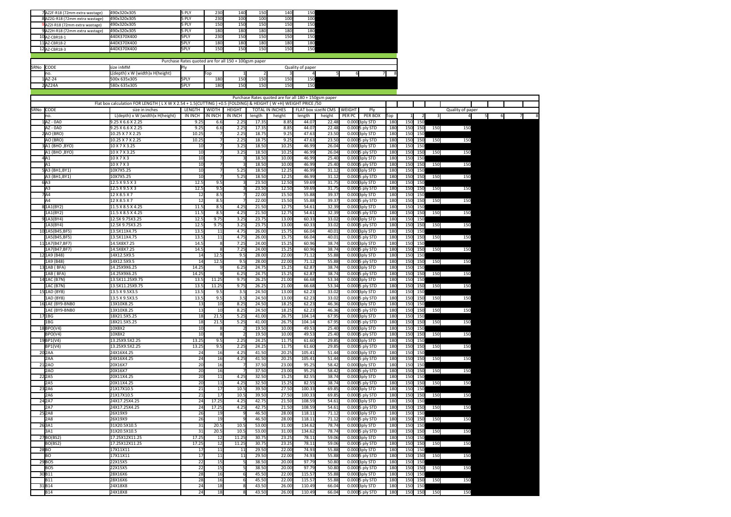| | | | | | | | | |
|---|---|---|---|---|---|---|---|---|
| 7 | AZ2F-R18 (72mm extra wastage) | 490x320x305 | 5 PLY | 230 | 140 | 150 | 140 | 150 |
| 8 | AZ2G-R18 (72mm extra wastage) | 490x320x305 | 5 PLY | 230 | 100 | 100 | 100 | 100 |
| 9 | AZ2I-R18 (72mm extra wastage) | 490x320x305 | 5 PLY | 150 | 150 | 150 | 150 | 150 |
| 9 | AZ2H-R18 (72mm extra wastage) | 490x320x305 | 5 PLY | 180 | 180 | 180 | 180 | 180 |
| 10 | AZ-CBR18-1 | 440X370X400 | 5PLY | 230 | 150 | 150 | 150 | 150 |
| 11 | AZ-CBR18-2 | 440X370X400 | 5PLY | 180 | 180 | 180 | 180 | 180 |
| 12 | AZ-CBR18-3 | 440X370X400 | 5PLY | 150 | 150 | 150 | 150 | 150 |

Purchase Rates quoted are for all 150 + 100gsm paper

| SRNo | CODE | size inMM | Ply | Quality of paper | | | | | | | | |
|---|---|---|---|---|---|---|---|---|---|---|---|---|
| | no. | L(depth) x W (width)x H(height) | | Top | 1 | 2 | 3 | 4 | 5 | 6 | 7 | 8 |
| 1 | AZ-24 | 500x 635x305 | 5PLY | 180 | 150 | 150 | 150 | 150 | | | | |
| 2 | AZ24A | 580x 635x305 | 5PLY | 180 | 150 | 150 | 150 | 150 | | | | |

Purchase Rates quoted are for all 180 + 150gsm paper

Flat box calculation FOR LENGTH ( L X W X 2.54 + 1.5(CUTTING ) +0.5 (FOLDING) & HEIGHT ( W +H) WEIGHT PRICE /50

| SRNo | CODE | size in inches | LENGTH | WIDTH | HEIGHT | TOTAL IN INCHES | | FLAT box sizeIN CMS | | WEIGHT | Ply | | Quality of paper | | | | | | | | |
|---|---|---|---|---|---|---|---|---|---|---|---|---|---|---|---|---|---|---|---|---|---|
| | no. | L(depth) x W (width)x H(height) | IN INCH | IN INCH | IN INCH | length | height | length | height | PER PC | PER BOX | Top | 1 | 2 | 3 | 4 | 5 | 6 | 7 | 8 |
| 1 | AZ - 0A0 | 9.25 X 6.6 X 2.25 | 9.25 | 6.6 | 2.25 | 17.35 | 8.85 | 44.07 | 22.48 | 0.000 | 3ply STD | 180 | 150 | 150 | | | | | | |
| | AZ - 0A0 | 9.25 X 6.6 X 2.25 | 9.25 | 6.6 | 2.25 | 17.35 | 8.85 | 44.07 | 22.48 | 0.000 | 5 ply STD | 180 | 150 | 150 | 150 | 150 | | | | |
| 2 | AO (BRO) | 10.25 X 7 X 2.25 | 10.25 | 7 | 2.25 | 18.75 | 9.25 | 47.63 | 23.50 | 0.000 | 3ply STD | 180 | 150 | 150 | | | | | | |
| | AO (BRO) | 10.25 X 7 X 2.25 | 10.25 | 7 | 2.25 | 18.75 | 9.25 | 47.63 | 23.50 | 0.000 | 5 ply STD | 180 | 150 | 150 | 150 | 150 | | | | |
| 3 | A1 (BHO ,BYO) | 10 X 7 X 3.25 | 10 | 7 | 3.25 | 18.50 | 10.25 | 46.99 | 26.04 | 0.000 | 3ply STD | 180 | 150 | 150 | | | | | | |
| | A1 (BHO ,BYO) | 10 X 7 X 3.25 | 10 | 7 | 3.25 | 18.50 | 10.25 | 46.99 | 26.04 | 0.000 | 5 ply STD | 180 | 150 | 150 | 150 | 150 | | | | |
| 4 | A1 | 10 X 7 X 3 | 10 | 7 | 3 | 18.50 | 10.00 | 46.99 | 25.40 | 0.000 | 3ply STD | 180 | 150 | 150 | | | | | | |
| | A1 | 10 X 7 X 3 | 10 | 7 | 3 | 18.50 | 10.00 | 46.99 | 25.40 | 0.000 | 5 ply STD | 180 | 150 | 150 | 150 | 150 | | | | |
| 5 | A3 (BH1,BY1) | 10X7X5.25 | 10 | 7 | 5.25 | 18.50 | 12.25 | 46.99 | 31.12 | 0.000 | 3ply STD | 180 | 150 | 150 | | | | | | |
| | A3 (BH1,BY1) | 10X7X5.25 | 10 | 7 | 5.25 | 18.50 | 12.25 | 46.99 | 31.12 | 0.000 | 5 ply STD | 180 | 150 | 150 | 150 | 150 | | | | |
| 6 | A3 | 12.5 X 9.5 X 3 | 12.5 | 9.5 | 3 | 23.50 | 12.50 | 59.69 | 31.75 | 0.000 | 3ply STD | 180 | 150 | 150 | | | | | | |
| | A3 | 12.5 X 9.5 X 3 | 12.5 | 9.5 | 3 | 23.50 | 12.50 | 59.69 | 31.75 | 0.000 | 5 ply STD | 180 | 150 | 150 | 150 | 150 | | | | |
| 7 | A4 | 12 X 8.5 X 7 | 12 | 8.5 | 7 | 22.00 | 15.50 | 55.88 | 39.37 | 0.000 | 3ply STD | 180 | 150 | 150 | | | | | | |
| | A4 | 12 X 8.5 X 7 | 12 | 8.5 | 7 | 22.00 | 15.50 | 55.88 | 39.37 | 0.000 | 5 ply STD | 180 | 150 | 150 | 150 | 150 | | | | |
| 8 | 1A1(BY2) | 11.5 X 8.5 X 4.25 | 11.5 | 8.5 | 4.25 | 21.50 | 12.75 | 54.61 | 32.39 | 0.000 | 3ply STD | 180 | 150 | 150 | | | | | | |
| | 1A1(BY2) | 11.5 X 8.5 X 4.25 | 11.5 | 8.5 | 4.25 | 21.50 | 12.75 | 54.61 | 32.39 | 0.000 | 5 ply STD | 180 | 150 | 150 | 150 | 150 | | | | |
| 9 | 1A3(BY4) | 12.5X 9.75X3.25 | 12.5 | 9.75 | 3.25 | 23.75 | 13.00 | 60.33 | 33.02 | 0.000 | 3ply STD | 180 | 150 | 150 | | | | | | |
| | 1A3(BY4) | 12.5X 9.75X3.25 | 12.5 | 9.75 | 3.25 | 23.75 | 13.00 | 60.33 | 33.02 | 0.000 | 5 ply STD | 180 | 150 | 150 | 150 | 150 | | | | |
| 10 | 1A5(B45,BF5) | 13.5X11X4.75 | 13.5 | 11 | 4.75 | 26.00 | 15.75 | 66.04 | 40.01 | 0.000 | 3ply STD | 180 | 150 | 150 | | | | | | |
| | 1A5(B45,BF5) | 13.5X11X4.75 | 13.5 | 11 | 4.75 | 26.00 | 15.75 | 66.04 | 40.01 | 0.000 | 5 ply STD | 180 | 150 | 150 | 150 | 150 | | | | |
| 11 | 1A7(B47,BF7) | 14.5X8X7.25 | 14.5 | 8 | 7.25 | 24.00 | 15.25 | 60.96 | 38.74 | 0.000 | 3ply STD | 180 | 150 | 150 | | | | | | |
| | 1A7(B47,BF7) | 14.5X8X7.25 | 14.5 | 8 | 7.25 | 24.00 | 15.25 | 60.96 | 38.74 | 0.000 | 5 ply STD | 180 | 150 | 150 | 150 | 150 | | | | |
| 12 | 1A9 (B48) | 14X12.5X9.5 | 14 | 12.5 | 9.5 | 28.00 | 22.00 | 71.12 | 55.88 | 0.000 | 3ply STD | 180 | 150 | 150 | | | | | | |
| | 1A9 (B48) | 14X12.5X9.5 | 14 | 12.5 | 9.5 | 28.00 | 22.00 | 71.12 | 55.88 | 0.000 | 5 ply STD | 180 | 150 | 150 | 150 | 150 | | | | |
| 13 | 1AB ( BFA) | 14.25X9X6.25 | 14.25 | 9 | 6.25 | 24.75 | 15.25 | 62.87 | 38.74 | 0.000 | 3ply STD | 180 | 150 | 150 | | | | | | |
| | 1AB ( BFA) | 14.25X9X6.25 | 14.25 | 9 | 6.25 | 24.75 | 15.25 | 62.87 | 38.74 | 0.000 | 5 ply STD | 180 | 150 | 150 | 150 | 150 | | | | |
| 14 | 1AC (B7N) | 13.5X11.25X9.75 | 13.5 | 11.25 | 9.75 | 26.25 | 21.00 | 66.68 | 53.34 | 0.000 | 3ply STD | 180 | 150 | 150 | | | | | | |
| | 1AC (B7N) | 13.5X11.25X9.75 | 13.5 | 11.25 | 9.75 | 26.25 | 21.00 | 66.68 | 53.34 | 0.000 | 5 ply STD | 180 | 150 | 150 | 150 | 150 | | | | |
| 15 | 1AD (BY8) | 13.5 X 9.5X3.5 | 13.5 | 9.5 | 3.5 | 24.50 | 13.00 | 62.23 | 33.02 | 0.000 | 3ply STD | 180 | 150 | 150 | | | | | | |
| | 1AD (BY8) | 13.5 X 9.5X3.5 | 13.5 | 9.5 | 3.5 | 24.50 | 13.00 | 62.23 | 33.02 | 0.000 | 5 ply STD | 180 | 150 | 150 | 150 | 150 | | | | |
| 16 | 1AE (BY9-BNB0 | 13X10X8.25 | 13 | 10 | 8.25 | 24.50 | 18.25 | 62.23 | 46.36 | 0.000 | 3ply STD | 180 | 150 | 150 | | | | | | |
| | 1AE (BY9-BNB0 | 13X10X8.25 | 13 | 10 | 8.25 | 24.50 | 18.25 | 62.23 | 46.36 | 0.000 | 5 ply STD | 180 | 150 | 150 | 150 | 150 | | | | |
| 17 | 1BG | 18X21.5X5.25 | 18 | 21.5 | 5.25 | 41.00 | 26.75 | 104.14 | 67.95 | 0.000 | 3ply STD | 180 | 150 | 150 | | | | | | |
| | 1BG | 18X21.5X5.25 | 18 | 21.5 | 5.25 | 41.00 | 26.75 | 104.14 | 67.95 | 0.000 | 5 ply STD | 180 | 150 | 150 | 150 | 150 | | | | |
| 18 | BPO(V4) | 10X8X2 | 10 | 8 | 2 | 19.50 | 10.00 | 49.53 | 25.40 | 0.000 | 3ply STD | 180 | 150 | 150 | | | | | | |
| | BPO(V4) | 10X8X2 | 10 | 8 | 2 | 19.50 | 10.00 | 49.53 | 25.40 | 0.000 | 5 ply STD | 180 | 150 | 150 | 150 | 150 | | | | |
| 19 | BP1(V4) | 13.25X9.5X2.25 | 13.25 | 9.5 | 2.25 | 24.25 | 11.75 | 61.60 | 29.85 | 0.000 | 3ply STD | 180 | 150 | 150 | | | | | | |
| | BP1(V4) | 13.25X9.5X2.25 | 13.25 | 9.5 | 2.25 | 24.25 | 11.75 | 61.60 | 29.85 | 0.000 | 5 ply STD | 180 | 150 | 150 | 150 | 150 | | | | |
| 20 | 2AA | 24X16X4.25 | 24 | 16 | 4.25 | 41.50 | 20.25 | 105.41 | 51.44 | 0.000 | 3ply STD | 180 | 150 | 150 | | | | | | |
| | 2AA | 24X16X4.25 | 24 | 16 | 4.25 | 41.50 | 20.25 | 105.41 | 51.44 | 0.000 | 5 ply STD | 180 | 150 | 150 | 150 | 150 | | | | |
| 21 | 2AO | 20X16X7 | 20 | 16 | 7 | 37.50 | 23.00 | 95.25 | 58.42 | 0.000 | 3ply STD | 180 | 150 | 150 | | | | | | |
| | 2AO | 20X16X7 | 20 | 16 | 7 | 37.50 | 23.00 | 95.25 | 58.42 | 0.000 | 5 ply STD | 180 | 150 | 150 | 150 | 150 | | | | |
| 22 | 2A5 | 20X11X4.25 | 20 | 11 | 4.25 | 32.50 | 15.25 | 82.55 | 38.74 | 0.000 | 3ply STD | 180 | 150 | 150 | | | | | | |
| | 2A5 | 20X11X4.25 | 20 | 11 | 4.25 | 32.50 | 15.25 | 82.55 | 38.74 | 0.000 | 5 ply STD | 180 | 150 | 150 | 150 | 150 | | | | |
| 23 | 2A6 | 21X17X10.5 | 21 | 17 | 10.5 | 39.50 | 27.50 | 100.33 | 69.85 | 0.000 | 3ply STD | 180 | 150 | 150 | | | | | | |
| | 2A6 | 21X17X10.5 | 21 | 17 | 10.5 | 39.50 | 27.50 | 100.33 | 69.85 | 0.000 | 5 ply STD | 180 | 150 | 150 | 150 | 150 | | | | |
| 24 | 2A7 | 24X17.25X4.25 | 24 | 17.25 | 4.25 | 42.75 | 21.50 | 108.59 | 54.61 | 0.000 | 3ply STD | 180 | 150 | 150 | | | | | | |
| | 2A7 | 24X17.25X4.25 | 24 | 17.25 | 4.25 | 42.75 | 21.50 | 108.59 | 54.61 | 0.000 | 5 ply STD | 180 | 150 | 150 | 150 | 150 | | | | |
| 25 | 2A8 | 26X19X9 | 26 | 19 | 9 | 46.50 | 28.00 | 118.11 | 71.12 | 0.000 | 3ply STD | 180 | 150 | 150 | | | | | | |
| | 2A8 | 26X19X9 | 26 | 19 | 9 | 46.50 | 28.00 | 118.11 | 71.12 | 0.000 | 5 ply STD | 180 | 150 | 150 | 150 | 150 | | | | |
| 26 | 3A1 | 31X20.5X10.5 | 31 | 20.5 | 10.5 | 53.00 | 31.00 | 134.62 | 78.74 | 0.000 | 3ply STD | 180 | 150 | 150 | | | | | | |
| | 3A1 | 31X20.5X10.5 | 31 | 20.5 | 10.5 | 53.00 | 31.00 | 134.62 | 78.74 | 0.000 | 5 ply STD | 180 | 150 | 150 | 150 | 150 | | | | |
| 27 | BO(BS2) | 17.25X12X11.25 | 17.25 | 12 | 11.25 | 30.75 | 23.25 | 78.11 | 59.06 | 0.000 | 3ply STD | 180 | 150 | 150 | | | | | | |
| | BO(BS2) | 17.25X12X11.25 | 17.25 | 12 | 11.25 | 30.75 | 23.25 | 78.11 | 59.06 | 0.000 | 5 ply STD | 180 | 150 | 150 | 150 | 150 | | | | |
| 28 | BO | 17X11X11 | 17 | 11 | 11 | 29.50 | 22.00 | 74.93 | 55.88 | 0.000 | 3ply STD | 180 | 150 | 150 | | | | | | |
| | BO | 17X11X11 | 17 | 11 | 11 | 29.50 | 22.00 | 74.93 | 55.88 | 0.000 | 5 ply STD | 180 | 150 | 150 | 150 | 150 | | | | |
| 29 | BO5 | 22X15X5 | 22 | 15 | 5 | 38.50 | 20.00 | 97.79 | 50.80 | 0.000 | 3ply STD | 180 | 150 | 150 | | | | | | |
| | BO5 | 22X15X5 | 22 | 15 | 5 | 38.50 | 20.00 | 97.79 | 50.80 | 0.000 | 5 ply STD | 180 | 150 | 150 | 150 | 150 | | | | |
| 30 | B11 | 28X16X6 | 28 | 16 | 6 | 45.50 | 22.00 | 115.57 | 55.88 | 0.000 | 3ply STD | 180 | 150 | 150 | | | | | | |
| | B11 | 28X16X6 | 28 | 16 | 6 | 45.50 | 22.00 | 115.57 | 55.88 | 0.000 | 5 ply STD | 180 | 150 | 150 | 150 | 150 | | | | |
| 31 | B14 | 24X18X8 | 24 | 18 | 8 | 43.50 | 26.00 | 110.49 | 66.04 | 0.000 | 3ply STD | 180 | 150 | 150 | | | | | | |
| | B14 | 24X18X8 | 24 | 18 | 8 | 43.50 | 26.00 | 110.49 | 66.04 | 0.000 | 5 ply STD | 180 | 150 | 150 | 150 | 150 | | | | |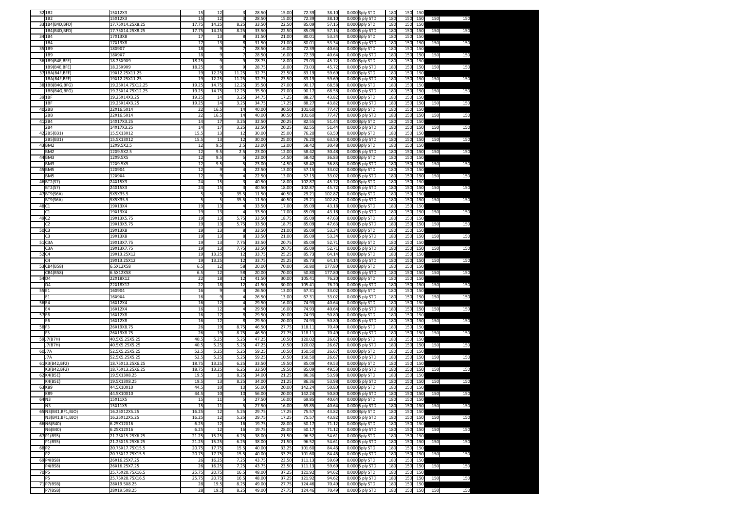| | | | | | | | | | | | | | | | | |
|---|---|---|---|---|---|---|---|---|---|---|---|---|---|---|---|---|
| 32 | 1B2 | 15X12X3 | 15 | 12 | 3 | 28.50 | 15.00 | 72.39 | 38.10 | 0.000 | 3ply STD | 180 | 150 | 150 | | |
| | 1B2 | 15X12X3 | 15 | 12 | 3 | 28.50 | 15.00 | 72.39 | 38.10 | 0.000 | 5 ply STD | 180 | 150 | 150 | 150 | 150 |
| 33 | 1B4(B4D,BFD) | 17.75X14.25X8.25 | 17.75 | 14.25 | 8.25 | 33.50 | 22.50 | 85.09 | 57.15 | 0.000 | 3ply STD | 180 | 150 | 150 | | |
| | 1B4(B4D,BFD) | 17.75X14.25X8.25 | 17.75 | 14.25 | 8.25 | 33.50 | 22.50 | 85.09 | 57.15 | 0.000 | 5 ply STD | 180 | 150 | 150 | 150 | 150 |
| 34 | 1B4 | 17X13X8 | 17 | 13 | 8 | 31.50 | 21.00 | 80.01 | 53.34 | 0.000 | 3ply STD | 180 | 150 | 150 | | |
| | 1B4 | 17X13X8 | 17 | 13 | 8 | 31.50 | 21.00 | 80.01 | 53.34 | 0.000 | 5 ply STD | 180 | 150 | 150 | 150 | 150 |
| 35 | 1B9 | 18X9X7 | 18 | 9 | 7 | 28.50 | 16.00 | 72.39 | 40.64 | 0.000 | 3ply STD | 180 | 150 | 150 | | |
| | 1B9 | 18X9X7 | 18 | 9 | 7 | 28.50 | 16.00 | 72.39 | 40.64 | 0.000 | 5 ply STD | 180 | 150 | 150 | 150 | 150 |
| 36 | 1B9(B4E,BFE) | 18.25X9X9 | 18.25 | 9 | 9 | 28.75 | 18.00 | 73.03 | 45.72 | 0.000 | 3ply STD | 180 | 150 | 150 | | |
| | 1B9(B4E,BFE) | 18.25X9X9 | 18.25 | 9 | 9 | 28.75 | 18.00 | 73.03 | 45.72 | 0.000 | 5 ply STD | 180 | 150 | 150 | 150 | 150 |
| 37 | 1BA(B4F,BFF) | 19X12.25X11.25 | 19 | 12.25 | 11.25 | 32.75 | 23.50 | 83.19 | 59.69 | 0.000 | 3ply STD | 180 | 150 | 150 | | |
| | 1BA(B4F,BFF) | 19X12.25X11.25 | 19 | 12.25 | 11.25 | 32.75 | 23.50 | 83.19 | 59.69 | 0.000 | 5 ply STD | 180 | 150 | 150 | 150 | 150 |
| 38 | 1BB(B4G,BFG) | 19.25X14.75X12.25 | 19.25 | 14.75 | 12.25 | 35.50 | 27.00 | 90.17 | 68.58 | 0.000 | 3ply STD | 180 | 150 | 150 | | |
| | 1BB(B4G,BFG) | 19.25X14.75X12.25 | 19.25 | 14.75 | 12.25 | 35.50 | 27.00 | 90.17 | 68.58 | 0.000 | 5 ply STD | 180 | 150 | 150 | 150 | 150 |
| 39 | 1BF | 19.25X14X3.25 | 19.25 | 14 | 3.25 | 34.75 | 17.25 | 88.27 | 43.82 | 0.000 | 3ply STD | 180 | 150 | 150 | | |
| | 1BF | 19.25X14X3.25 | 19.25 | 14 | 3.25 | 34.75 | 17.25 | 88.27 | 43.82 | 0.000 | 5 ply STD | 180 | 150 | 150 | 150 | 150 |
| 40 | 2B8 | 22X16.5X14 | 22 | 16.5 | 14 | 40.00 | 30.50 | 101.60 | 77.47 | 0.000 | 3ply STD | 180 | 150 | 150 | | |
| | 2B8 | 22X16.5X14 | 22 | 16.5 | 14 | 40.00 | 30.50 | 101.60 | 77.47 | 0.000 | 5 ply STD | 180 | 150 | 150 | 150 | 150 |
| 41 | 2B4 | 14X17X3.25 | 14 | 17 | 3.25 | 32.50 | 20.25 | 82.55 | 51.44 | 0.000 | 3ply STD | 180 | 150 | 150 | | |
| | 2B4 | 14X17X3.25 | 14 | 17 | 3.25 | 32.50 | 20.25 | 82.55 | 51.44 | 0.000 | 5 ply STD | 180 | 150 | 150 | 150 | 150 |
| 42 | 2B5(B31) | 15.5X13X12 | 15.5 | 13 | 12 | 30.00 | 25.00 | 76.20 | 63.50 | 0.000 | 3ply STD | 180 | 150 | 150 | | |
| | 2B5(B31) | 15.5X13X12 | 15.5 | 13 | 12 | 30.00 | 25.00 | 76.20 | 63.50 | 0.000 | 5 ply STD | 180 | 150 | 150 | 150 | 150 |
| 43 | BM2 | 12X9.5X2.5 | 12 | 9.5 | 2.5 | 23.00 | 12.00 | 58.42 | 30.48 | 0.000 | 3ply STD | 180 | 150 | 150 | | |
| | BM2 | 12X9.5X2.5 | 12 | 9.5 | 2.5 | 23.00 | 12.00 | 58.42 | 30.48 | 0.000 | 5 ply STD | 180 | 150 | 150 | 150 | 150 |
| 44 | BM3 | 12X9.5X5 | 12 | 9.5 | 5 | 23.00 | 14.50 | 58.42 | 36.83 | 0.000 | 3ply STD | 180 | 150 | 150 | | |
| | BM3 | 12X9.5X5 | 12 | 9.5 | 5 | 23.00 | 14.50 | 58.42 | 36.83 | 0.000 | 5 ply STD | 180 | 150 | 150 | 150 | 150 |
| 45 | BM5 | 12X9X4 | 12 | 9 | 4 | 22.50 | 13.00 | 57.15 | 33.02 | 0.000 | 3ply STD | 180 | 150 | 150 | | |
| | BM5 | 12X9X4 | 12 | 9 | 4 | 22.50 | 13.00 | 57.15 | 33.02 | 0.000 | 5 ply STD | 180 | 150 | 150 | 150 | 150 |
| 46 | BT2(S7) | 24X15X3 | 24 | 15 | 3 | 40.50 | 18.00 | 102.87 | 45.72 | 0.000 | 3ply STD | 180 | 150 | 150 | | |
| | BT2(S7) | 24X15X3 | 24 | 15 | 3 | 40.50 | 18.00 | 102.87 | 45.72 | 0.000 | 5 ply STD | 180 | 150 | 150 | 150 | 150 |
| 47 | BT9(S6A) | 5X5X35.5 | 5 | 5 | 35.5 | 11.50 | 40.50 | 29.21 | 102.87 | 0.000 | 3ply STD | 180 | 150 | 150 | | |
| | BT9(S6A) | 5X5X35.5 | 5 | 5 | 35.5 | 11.50 | 40.50 | 29.21 | 102.87 | 0.000 | 5 ply STD | 180 | 150 | 150 | 150 | 150 |
| 48 | C1 | 19X13X4 | 19 | 13 | 4 | 33.50 | 17.00 | 85.09 | 43.18 | 0.000 | 3ply STD | 180 | 150 | 150 | | |
| | C1 | 19X13X4 | 19 | 13 | 4 | 33.50 | 17.00 | 85.09 | 43.18 | 0.000 | 5 ply STD | 180 | 150 | 150 | 150 | 150 |
| 49 | C2 | 19X13X5.75 | 19 | 13 | 5.75 | 33.50 | 18.75 | 85.09 | 47.63 | 0.000 | 3ply STD | 180 | 150 | 150 | | |
| | C2 | 19X13X5.75 | 19 | 13 | 5.75 | 33.50 | 18.75 | 85.09 | 47.63 | 0.000 | 5 ply STD | 180 | 150 | 150 | 150 | 150 |
| 50 | C3 | 19X13X8 | 19 | 13 | 8 | 33.50 | 21.00 | 85.09 | 53.34 | 0.000 | 3ply STD | 180 | 150 | 150 | | |
| | C3 | 19X13X8 | 19 | 13 | 8 | 33.50 | 21.00 | 85.09 | 53.34 | 0.000 | 5 ply STD | 180 | 150 | 150 | 150 | 150 |
| 51 | C3A | 19X13X7.75 | 19 | 13 | 7.75 | 33.50 | 20.75 | 85.09 | 52.71 | 0.000 | 3ply STD | 180 | 150 | 150 | | |
| | C3A | 19X13X7.75 | 19 | 13 | 7.75 | 33.50 | 20.75 | 85.09 | 52.71 | 0.000 | 5 ply STD | 180 | 150 | 150 | 150 | 150 |
| 52 | C4 | 19X13.25X12 | 19 | 13.25 | 12 | 33.75 | 25.25 | 85.73 | 64.14 | 0.000 | 3ply STD | 180 | 150 | 150 | | |
| | C4 | 19X13.25X12 | 19 | 13.25 | 12 | 33.75 | 25.25 | 85.73 | 64.14 | 0.000 | 5 ply STD | 180 | 150 | 150 | 150 | 150 |
| 53 | CB4(B58) | 6.5X12X58 | 6.5 | 12 | 58 | 20.00 | 70.00 | 50.80 | 177.80 | 0.000 | 3ply STD | 180 | 150 | 150 | | |
| | CB4(B58) | 6.5X12X58 | 6.5 | 12 | 58 | 20.00 | 70.00 | 50.80 | 177.80 | 0.000 | 5 ply STD | 180 | 150 | 150 | 150 | 150 |
| 54 | D4 | 22X18X12 | 22 | 18 | 12 | 41.50 | 30.00 | 105.41 | 76.20 | 0.000 | 3ply STD | 180 | 150 | 150 | | |
| | D4 | 22X18X12 | 22 | 18 | 12 | 41.50 | 30.00 | 105.41 | 76.20 | 0.000 | 5 ply STD | 180 | 150 | 150 | 150 | 150 |
| 55 | E1 | 16X9X4 | 16 | 9 | 4 | 26.50 | 13.00 | 67.31 | 33.02 | 0.000 | 3ply STD | 180 | 150 | 150 | | |
| | E1 | 16X9X4 | 16 | 9 | 4 | 26.50 | 13.00 | 67.31 | 33.02 | 0.000 | 5 ply STD | 180 | 150 | 150 | 150 | 150 |
| 56 | E4 | 16X12X4 | 16 | 12 | 4 | 29.50 | 16.00 | 74.93 | 40.64 | 0.000 | 3ply STD | 180 | 150 | 150 | | |
| | E4 | 16X12X4 | 16 | 12 | 4 | 29.50 | 16.00 | 74.93 | 40.64 | 0.000 | 5 ply STD | 180 | 150 | 150 | 150 | 150 |
| 57 | E6 | 16X12X8 | 16 | 12 | 8 | 29.50 | 20.00 | 74.93 | 50.80 | 0.000 | 3ply STD | 180 | 150 | 150 | | |
| | E6 | 16X12X8 | 16 | 12 | 8 | 29.50 | 20.00 | 74.93 | 50.80 | 0.000 | 5 ply STD | 180 | 150 | 150 | 150 | 150 |
| 58 | F3 | 26X19X8.75 | 26 | 19 | 8.75 | 46.50 | 27.75 | 118.11 | 70.49 | 0.000 | 3ply STD | 180 | 150 | 150 | | |
| | F3 | 26X19X8.75 | 26 | 19 | 8.75 | 46.50 | 27.75 | 118.11 | 70.49 | 0.000 | 5 ply STD | 180 | 150 | 150 | 150 | 150 |
| 59 | J7(B7H) | 40.5X5.25X5.25 | 40.5 | 5.25 | 5.25 | 47.25 | 10.50 | 120.02 | 26.67 | 0.000 | 3ply STD | 180 | 150 | 150 | | |
| | J7(B7H) | 40.5X5.25X5.25 | 40.5 | 5.25 | 5.25 | 47.25 | 10.50 | 120.02 | 26.67 | 0.000 | 5 ply STD | 180 | 150 | 150 | 150 | 150 |
| 60 | J7A | 52.5X5.25X5.25 | 52.5 | 5.25 | 5.25 | 59.25 | 10.50 | 150.50 | 26.67 | 0.000 | 3ply STD | 180 | 150 | 150 | | |
| | J7A | 52.5X5.25X5.25 | 52.5 | 5.25 | 5.25 | 59.25 | 10.50 | 150.50 | 26.67 | 0.000 | 5 ply STD | 180 | 150 | 150 | 150 | 150 |
| 61 | K3(B42,BF2) | 18.75X13.25X6.25 | 18.75 | 13.25 | 6.25 | 33.50 | 19.50 | 85.09 | 49.53 | 0.000 | 3ply STD | 180 | 150 | 150 | | |
| | K3(B42,BF2) | 18.75X13.25X6.25 | 18.75 | 13.25 | 6.25 | 33.50 | 19.50 | 85.09 | 49.53 | 0.000 | 5 ply STD | 180 | 150 | 150 | 150 | 150 |
| 62 | K4(B5E) | 19.5X13X8.25 | 19.5 | 13 | 8.25 | 34.00 | 21.25 | 86.36 | 53.98 | 0.000 | 3ply STD | 180 | 150 | 150 | | |
| | K4(B5E) | 19.5X13X8.25 | 19.5 | 13 | 8.25 | 34.00 | 21.25 | 86.36 | 53.98 | 0.000 | 5 ply STD | 180 | 150 | 150 | 150 | 150 |
| 63 | K89 | 44.5X10X10 | 44.5 | 10 | 10 | 56.00 | 20.00 | 142.24 | 50.80 | 0.000 | 3ply STD | 180 | 150 | 150 | | |
| | K89 | 44.5X10X10 | 44.5 | 10 | 10 | 56.00 | 20.00 | 142.24 | 50.80 | 0.000 | 5 ply STD | 180 | 150 | 150 | 150 | 150 |
| 64 | N3 | 15X11X5 | 15 | 11 | 5 | 27.50 | 16.00 | 69.85 | 40.64 | 0.000 | 3ply STD | 180 | 150 | 150 | | |
| | N3 | 15X11X5 | 15 | 11 | 5 | 27.50 | 16.00 | 69.85 | 40.64 | 0.000 | 5 ply STD | 180 | 150 | 150 | 150 | 150 |
| 65 | N3(B41,BF1,BJO) | 16.25X12X5.25 | 16.25 | 12 | 5.25 | 29.75 | 17.25 | 75.57 | 43.82 | 0.000 | 3ply STD | 180 | 150 | 150 | | |
| | N3(B41,BF1,BJO) | 16.25X12X5.25 | 16.25 | 12 | 5.25 | 29.75 | 17.25 | 75.57 | 43.82 | 0.000 | 5 ply STD | 180 | 150 | 150 | 150 | 150 |
| 66 | N6(B40) | 6.25X12X16 | 6.25 | 12 | 16 | 19.75 | 28.00 | 50.17 | 71.12 | 0.000 | 3ply STD | 180 | 150 | 150 | | |
| | N6(B40) | 6.25X12X16 | 6.25 | 12 | 16 | 19.75 | 28.00 | 50.17 | 71.12 | 0.000 | 5 ply STD | 180 | 150 | 150 | 150 | 150 |
| 67 | P1(B55) | 21.25X15.25X6.25 | 21.25 | 15.25 | 6.25 | 38.00 | 21.50 | 96.52 | 54.61 | 0.000 | 3ply STD | 180 | 150 | 150 | | |
| | P1(B55) | 21.25X15.25X6.25 | 21.25 | 15.25 | 6.25 | 38.00 | 21.50 | 96.52 | 54.61 | 0.000 | 5 ply STD | 180 | 150 | 150 | 150 | 150 |
| 68 | P2 | 20.75X17.75X15.5 | 20.75 | 17.75 | 15.5 | 40.00 | 33.25 | 101.60 | 84.46 | 0.000 | 3ply STD | 180 | 150 | 150 | | |
| | P2 | 20.75X17.75X15.5 | 20.75 | 17.75 | 15.5 | 40.00 | 33.25 | 101.60 | 84.46 | 0.000 | 5 ply STD | 180 | 150 | 150 | 150 | 150 |
| 69 | P4(B58) | 26X16.25X7.25 | 26 | 16.25 | 7.25 | 43.75 | 23.50 | 111.13 | 59.69 | 0.000 | 3ply STD | 180 | 150 | 150 | | |
| | P4(B58) | 26X16.25X7.25 | 26 | 16.25 | 7.25 | 43.75 | 23.50 | 111.13 | 59.69 | 0.000 | 5 ply STD | 180 | 150 | 150 | 150 | 150 |
| 70 | P5 | 25.75X20.75X16.5 | 25.75 | 20.75 | 16.5 | 48.00 | 37.25 | 121.92 | 94.62 | 0.000 | 3ply STD | 180 | 150 | 150 | | |
| | P5 | 25.75X20.75X16.5 | 25.75 | 20.75 | 16.5 | 48.00 | 37.25 | 121.92 | 94.62 | 0.000 | 5 ply STD | 180 | 150 | 150 | 150 | 150 |
| 71 | P7(B5B) | 28X19.5X8.25 | 28 | 19.5 | 8.25 | 49.00 | 27.75 | 124.46 | 70.49 | 0.000 | 3ply STD | 180 | 150 | 150 | | |
| | P7(B5B) | 28X19.5X8.25 | 28 | 19.5 | 8.25 | 49.00 | 27.75 | 124.46 | 70.49 | 0.000 | 5 ply STD | 180 | 150 | 150 | 150 | 150 |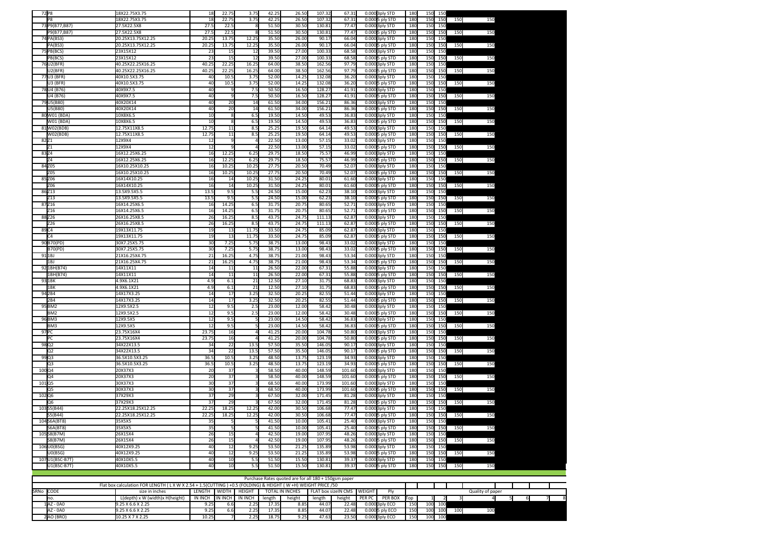| | | | | | | | | | | | | | | | | |
|---|---|---|---|---|---|---|---|---|---|---|---|---|---|---|---|---|
| 72 | P8 | 18X22.75X3.75 | 18 | 22.75 | 3.75 | 42.25 | 26.50 | 107.32 | 67.31 | 0.000 | 3ply STD | 180 | 150 | 150 | | |
| | P8 | 18X22.75X3.75 | 18 | 22.75 | 3.75 | 42.25 | 26.50 | 107.32 | 67.31 | 0.000 | 5 ply STD | 180 | 150 | 150 | 150 | 150 |
| 73 | P9(B77,B87) | 27.5X22.5X8 | 27.5 | 22.5 | 8 | 51.50 | 30.50 | 130.81 | 77.47 | 0.000 | 3ply STD | 180 | 150 | 150 | | |
| | P9(B77,B87) | 27.5X22.5X8 | 27.5 | 22.5 | 8 | 51.50 | 30.50 | 130.81 | 77.47 | 0.000 | 5 ply STD | 180 | 150 | 150 | 150 | 150 |
| 74 | PA(BS3) | 20.25X13.75X12.25 | 20.25 | 13.75 | 12.25 | 35.50 | 26.00 | 90.17 | 66.04 | 0.000 | 3ply STD | 180 | 150 | 150 | | |
| | PA(BS3) | 20.25X13.75X12.25 | 20.25 | 13.75 | 12.25 | 35.50 | 26.00 | 90.17 | 66.04 | 0.000 | 5 ply STD | 180 | 150 | 150 | 150 | 150 |
| 75 | PB(BCS) | 23X15X12 | 23 | 15 | 12 | 39.50 | 27.00 | 100.33 | 68.58 | 0.000 | 3ply STD | 180 | 150 | 150 | | |
| | PB(BCS) | 23X15X12 | 23 | 15 | 12 | 39.50 | 27.00 | 100.33 | 68.58 | 0.000 | 5 ply STD | 180 | 150 | 150 | 150 | 150 |
| 76 | U2(BFR) | 40.25X22.25X16.25 | 40.25 | 22.25 | 16.25 | 64.00 | 38.50 | 162.56 | 97.79 | 0.000 | 3ply STD | 180 | 150 | 150 | | |
| | U2(BFR) | 40.25X22.25X16.25 | 40.25 | 22.25 | 16.25 | 64.00 | 38.50 | 162.56 | 97.79 | 0.000 | 5 ply STD | 180 | 150 | 150 | 150 | 150 |
| 77 | U3 (BFR) | 40X10.5X3.75 | 40 | 10.5 | 3.75 | 52.00 | 14.25 | 132.08 | 36.20 | 0.000 | 3ply STD | 180 | 150 | 150 | | |
| | U3 (BFR) | 40X10.5X3.75 | 40 | 10.5 | 3.75 | 52.00 | 14.25 | 132.08 | 36.20 | 0.000 | 5 ply STD | 180 | 150 | 150 | 150 | 150 |
| 78 | U4 (B76) | 40X9X7.5 | 40 | 9 | 7.5 | 50.50 | 16.50 | 128.27 | 41.91 | 0.000 | 3ply STD | 180 | 150 | 150 | | |
| | U4 (B76) | 40X9X7.5 | 40 | 9 | 7.5 | 50.50 | 16.50 | 128.27 | 41.91 | 0.000 | 5 ply STD | 180 | 150 | 150 | 150 | 150 |
| 79 | U5(B80) | 40X20X14 | 40 | 20 | 14 | 61.50 | 34.00 | 156.21 | 86.36 | 0.000 | 3ply STD | 180 | 150 | 150 | | |
| | U5(B80) | 40X20X14 | 40 | 20 | 14 | 61.50 | 34.00 | 156.21 | 86.36 | 0.000 | 5 ply STD | 180 | 150 | 150 | 150 | 150 |
| 80 | W01 (BDA) | 10X8X6.5 | 10 | 8 | 6.5 | 19.50 | 14.50 | 49.53 | 36.83 | 0.000 | 3ply STD | 180 | 150 | 150 | | |
| | W01 (BDA) | 10X8X6.5 | 10 | 8 | 6.5 | 19.50 | 14.50 | 49.53 | 36.83 | 0.000 | 5 ply STD | 180 | 150 | 150 | 150 | 150 |
| 81 | W02(BDB) | 12.75X11X8.5 | 12.75 | 11 | 8.5 | 25.25 | 19.50 | 64.14 | 49.53 | 0.000 | 3ply STD | 180 | 150 | 150 | | |
| | W02(BDB) | 12.75X11X8.5 | 12.75 | 11 | 8.5 | 25.25 | 19.50 | 64.14 | 49.53 | 0.000 | 5 ply STD | 180 | 150 | 150 | 150 | 150 |
| 82 | Z1 | 12X9X4 | 12 | 9 | 4 | 22.50 | 13.00 | 57.15 | 33.02 | 0.000 | 3ply STD | 180 | 150 | 150 | | |
| | Z1 | 12X9X4 | 12 | 9 | 4 | 22.50 | 13.00 | 57.15 | 33.02 | 0.000 | 5 ply STD | 180 | 150 | 150 | 150 | 150 |
| 83 | Z4 | 16X12.25X6.25 | 16 | 12.25 | 6.25 | 29.75 | 18.50 | 75.57 | 46.99 | 0.000 | 3ply STD | 180 | 150 | 150 | | |
| | Z4 | 16X12.25X6.25 | 16 | 12.25 | 6.25 | 29.75 | 18.50 | 75.57 | 46.99 | 0.000 | 5 ply STD | 180 | 150 | 150 | 150 | 150 |
| 84 | Z05 | 16X10.25X10.25 | 16 | 10.25 | 10.25 | 27.75 | 20.50 | 70.49 | 52.07 | 0.000 | 3ply STD | 180 | 150 | 150 | | |
| | Z05 | 16X10.25X10.25 | 16 | 10.25 | 10.25 | 27.75 | 20.50 | 70.49 | 52.07 | 0.000 | 5 ply STD | 180 | 150 | 150 | 150 | 150 |
| 85 | Z06 | 16X14X10.25 | 16 | 14 | 10.25 | 31.50 | 24.25 | 80.01 | 61.60 | 0.000 | 3ply STD | 180 | 150 | 150 | | |
| | Z06 | 16X14X10.25 | 16 | 14 | 10.25 | 31.50 | 24.25 | 80.01 | 61.60 | 0.000 | 5 ply STD | 180 | 150 | 150 | 150 | 150 |
| 86 | Z13 | 13.5X9.5X5.5 | 13.5 | 9.5 | 5.5 | 24.50 | 15.00 | 62.23 | 38.10 | 0.000 | 3ply STD | 180 | 150 | 150 | | |
| | Z13 | 13.5X9.5X5.5 | 13.5 | 9.5 | 5.5 | 24.50 | 15.00 | 62.23 | 38.10 | 0.000 | 5 ply STD | 180 | 150 | 150 | 150 | 150 |
| 87 | Z16 | 16X14.25X6.5 | 16 | 14.25 | 6.5 | 31.75 | 20.75 | 80.65 | 52.71 | 0.000 | 3ply STD | 180 | 150 | 150 | | |
| | Z16 | 16X14.25X6.5 | 16 | 14.25 | 6.5 | 31.75 | 20.75 | 80.65 | 52.71 | 0.000 | 5 ply STD | 180 | 150 | 150 | 150 | 150 |
| 88 | Z26 | 26X16.25X8.5 | 26 | 16.25 | 8.5 | 43.75 | 24.75 | 111.13 | 62.87 | 0.000 | 3ply STD | 180 | 150 | 150 | | |
| | Z26 | 26X16.25X8.5 | 26 | 16.25 | 8.5 | 43.75 | 24.75 | 111.13 | 62.87 | 0.000 | 5 ply STD | 180 | 150 | 150 | 150 | 150 |
| 89 | C4 | 19X13X11.75 | 19 | 13 | 11.75 | 33.50 | 24.75 | 85.09 | 62.87 | 0.000 | 3ply STD | 180 | 150 | 150 | | |
| | C4 | 19X13X11.75 | 19 | 13 | 11.75 | 33.50 | 24.75 | 85.09 | 62.87 | 0.000 | 5 ply STD | 180 | 150 | 150 | 150 | 150 |
| 90 | B70(PD) | 30X7.25X5.75 | 30 | 7.25 | 5.75 | 38.75 | 13.00 | 98.43 | 33.02 | 0.000 | 3ply STD | 180 | 150 | 150 | | |
| | B70(PD) | 30X7.25X5.75 | 30 | 7.25 | 5.75 | 38.75 | 13.00 | 98.43 | 33.02 | 0.000 | 5 ply STD | 180 | 150 | 150 | 150 | 150 |
| 91 | 1BJ | 21X16.25X4.75 | 21 | 16.25 | 4.75 | 38.75 | 21.00 | 98.43 | 53.34 | 0.000 | 3ply STD | 180 | 150 | 150 | | |
| | 1BJ | 21X16.25X4.75 | 21 | 16.25 | 4.75 | 38.75 | 21.00 | 98.43 | 53.34 | 0.000 | 5 ply STD | 180 | 150 | 150 | 150 | 150 |
| 92 | 1BH(B74) | 14X11X11 | 14 | 11 | 11 | 26.50 | 22.00 | 67.31 | 55.88 | 0.000 | 3ply STD | 180 | 150 | 150 | | |
| | 1BH(B74) | 14X11X11 | 14 | 11 | 11 | 26.50 | 22.00 | 67.31 | 55.88 | 0.000 | 5 ply STD | 180 | 150 | 150 | 150 | 150 |
| 93 | 1BK | 4.9X6.1X21 | 4.9 | 6.1 | 21 | 12.50 | 27.10 | 31.75 | 68.83 | 0.000 | 3ply STD | 180 | 150 | 150 | | |
| | 1BK | 4.9X6.1X21 | 4.9 | 6.1 | 21 | 12.50 | 27.10 | 31.75 | 68.83 | 0.000 | 5 ply STD | 180 | 150 | 150 | 150 | 150 |
| 94 | 2B4 | 14X17X3.25 | 14 | 17 | 3.25 | 32.50 | 20.25 | 82.55 | 51.44 | 0.000 | 3ply STD | 180 | 150 | 150 | | |
| | 2B4 | 14X17X3.25 | 14 | 17 | 3.25 | 32.50 | 20.25 | 82.55 | 51.44 | 0.000 | 5 ply STD | 180 | 150 | 150 | 150 | 150 |
| 95 | BM2 | 12X9.5X2.5 | 12 | 9.5 | 2.5 | 23.00 | 12.00 | 58.42 | 30.48 | 0.000 | 3ply STD | 180 | 150 | 150 | | |
| | BM2 | 12X9.5X2.5 | 12 | 9.5 | 2.5 | 23.00 | 12.00 | 58.42 | 30.48 | 0.000 | 5 ply STD | 180 | 150 | 150 | 150 | 150 |
| 96 | BM3 | 12X9.5X5 | 12 | 9.5 | 5 | 23.00 | 14.50 | 58.42 | 36.83 | 0.000 | 3ply STD | 180 | 150 | 150 | | |
| | BM3 | 12X9.5X5 | 12 | 9.5 | 5 | 23.00 | 14.50 | 58.42 | 36.83 | 0.000 | 5 ply STD | 180 | 150 | 150 | 150 | 150 |
| 97 | PC | 23.75X16X4 | 23.75 | 16 | 4 | 41.25 | 20.00 | 104.78 | 50.80 | 0.000 | 3ply STD | 180 | 150 | 150 | | |
| | PC | 23.75X16X4 | 23.75 | 16 | 4 | 41.25 | 20.00 | 104.78 | 50.80 | 0.000 | 5 ply STD | 180 | 150 | 150 | 150 | 150 |
| 98 | Q2 | 34X22X13.5 | 34 | 22 | 13.5 | 57.50 | 35.50 | 146.05 | 90.17 | 0.000 | 3ply STD | 180 | 150 | 150 | | |
| | Q2 | 34X22X13.5 | 34 | 22 | 13.5 | 57.50 | 35.50 | 146.05 | 90.17 | 0.000 | 5 ply STD | 180 | 150 | 150 | 150 | 150 |
| 99 | Q3 | 36.5X10.5X3.25 | 36.5 | 10.5 | 3.25 | 48.50 | 13.75 | 123.19 | 34.93 | 0.000 | 3ply STD | 180 | 150 | 150 | | |
| | Q3 | 36.5X10.5X3.25 | 36.5 | 10.5 | 3.25 | 48.50 | 13.75 | 123.19 | 34.93 | 0.000 | 5 ply STD | 180 | 150 | 150 | 150 | 150 |
| 100 | Q4 | 20X37X3 | 20 | 37 | 3 | 58.50 | 40.00 | 148.59 | 101.60 | 0.000 | 3ply STD | 180 | 150 | 150 | | |
| | Q4 | 20X37X3 | 20 | 37 | 3 | 58.50 | 40.00 | 148.59 | 101.60 | 0.000 | 5 ply STD | 180 | 150 | 150 | 150 | 150 |
| 101 | Q5 | 30X37X3 | 30 | 37 | 3 | 68.50 | 40.00 | 173.99 | 101.60 | 0.000 | 3ply STD | 180 | 150 | 150 | | |
| | Q5 | 30X37X3 | 30 | 37 | 3 | 68.50 | 40.00 | 173.99 | 101.60 | 0.000 | 5 ply STD | 180 | 150 | 150 | 150 | 150 |
| 102 | Q6 | 37X29X3 | 37 | 29 | 3 | 67.50 | 32.00 | 171.45 | 81.28 | 0.000 | 3ply STD | 180 | 150 | 150 | | |
| | Q6 | 37X29X3 | 37 | 29 | 3 | 67.50 | 32.00 | 171.45 | 81.28 | 0.000 | 5 ply STD | 180 | 150 | 150 | 150 | 150 |
| 103 | S5(B44) | 22.25X18.25X12.25 | 22.25 | 18.25 | 12.25 | 42.00 | 30.50 | 106.68 | 77.47 | 0.000 | 3ply STD | 180 | 150 | 150 | | |
| | S5(B44) | 22.25X18.25X12.25 | 22.25 | 18.25 | 12.25 | 42.00 | 30.50 | 106.68 | 77.47 | 0.000 | 5 ply STD | 180 | 150 | 150 | 150 | 150 |
| 104 | S6A(BT8) | 35X5X5 | 35 | 5 | 5 | 41.50 | 10.00 | 105.41 | 25.40 | 0.000 | 3ply STD | 180 | 150 | 150 | | |
| | S6A(BT8) | 35X5X5 | 35 | 5 | 5 | 41.50 | 10.00 | 105.41 | 25.40 | 0.000 | 5 ply STD | 180 | 150 | 150 | 150 | 150 |
| 105 | S8(B7M) | 26X15X4 | 26 | 15 | 4 | 42.50 | 19.00 | 107.95 | 48.26 | 0.000 | 3ply STD | 180 | 150 | 150 | | |
| | S8(B7M) | 26X15X4 | 26 | 15 | 4 | 42.50 | 19.00 | 107.95 | 48.26 | 0.000 | 5 ply STD | 180 | 150 | 150 | 150 | 150 |
| 106 | U0(BSG) | 40X12X9.25 | 40 | 12 | 9.25 | 53.50 | 21.25 | 135.89 | 53.98 | 0.000 | 3ply STD | 180 | 150 | 150 | | |
| | U0(BSG) | 40X12X9.25 | 40 | 12 | 9.25 | 53.50 | 21.25 | 135.89 | 53.98 | 0.000 | 5 ply STD | 180 | 150 | 150 | 150 | 150 |
| 107 | U1(BSC-B7T) | 40X10X5.5 | 40 | 10 | 5.5 | 51.50 | 15.50 | 130.81 | 39.37 | 0.000 | 3ply STD | 180 | 150 | 150 | | |
| | U1(BSC-B7T) | 40X10X5.5 | 40 | 10 | 5.5 | 51.50 | 15.50 | 130.81 | 39.37 | 0.000 | 5 ply STD | 180 | 150 | 150 | 150 | 150 |

Purchase Rates quoted are for all 180 + 150gsm paper

Flat box calculation FOR LENGTH ( L X W X 2.54 + 1.5(CUTTING ) +0.5 (FOLDING) & HEIGHT ( W +H) WEIGHT PRICE /50

| SRNo | CODE | size in inches | LENGTH | WIDTH | HEIGHT | TOTAL IN INCHES | | FLAT box sizeIN CMS | | WEIGHT | Ply | | | | Quality of paper | | | | | |
|---|---|---|---|---|---|---|---|---|---|---|---|---|---|---|---|---|---|---|---|---|
| | no. | L(depth) x W (width)x H(height) | IN INCH | IN INCH | IN INCH | length | height | length | height | PER PC | PER BOX | Top | 1 | 2 | 3 | 4 | 5 | 6 | 7 | 8 |
| 1 | AZ - 0A0 | 9.25 X 6.6 X 2.25 | 9.25 | 6.6 | 2.25 | 17.35 | 8.85 | 44.07 | 22.48 | 0.000 | 3ply ECO | 150 | 100 | 100 | | | | | | |
| | AZ - 0A0 | 9.25 X 6.6 X 2.25 | 9.25 | 6.6 | 2.25 | 17.35 | 8.85 | 44.07 | 22.48 | 0.000 | 5 ply ECO | 150 | 100 | 100 | 100 | 100 | | | | |
| 2 | AO (BRO) | 10.25 X 7 X 2.25 | 10.25 | 7 | 2.25 | 18.75 | 9.25 | 47.63 | 23.50 | 0.000 | 3ply ECO | 150 | 100 | 100 | | | | | | |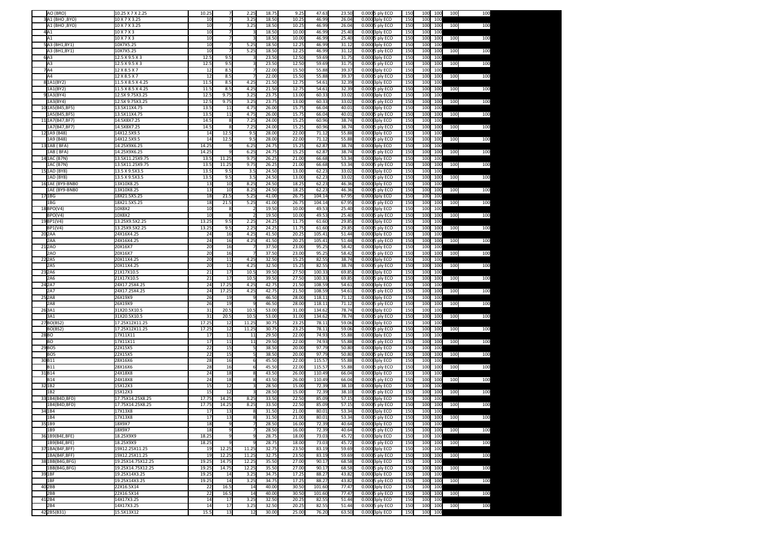| | | | | | | | | | | | | | | | |
|---|---|---|---|---|---|---|---|---|---|---|---|---|---|---|---|
| | AO (BRO) | 10.25 X 7 X 2.25 | 10.25 | 7 | 2.25 | 18.75 | 9.25 | 47.63 | 23.50 | 0.000 | 5 ply ECO | 150 | 100 | 100 | 100 | 100 |
| 3 | A1 (BHO ,BYO) | 10 X 7 X 3.25 | 10 | 7 | 3.25 | 18.50 | 10.25 | 46.99 | 26.04 | 0.000 | 3ply ECO | 150 | 100 | 100 | | |
| | A1 (BHO ,BYO) | 10 X 7 X 3.25 | 10 | 7 | 3.25 | 18.50 | 10.25 | 46.99 | 26.04 | 0.000 | 5 ply ECO | 150 | 100 | 100 | 100 | 100 |
| 4 | A1 | 10 X 7 X 3 | 10 | 7 | 3 | 18.50 | 10.00 | 46.99 | 25.40 | 0.000 | 3ply ECO | 150 | 100 | 100 | | |
| | A1 | 10 X 7 X 3 | 10 | 7 | 3 | 18.50 | 10.00 | 46.99 | 25.40 | 0.000 | 5 ply ECO | 150 | 100 | 100 | 100 | 100 |
| 5 | A3 (BH1,BY1) | 10X7X5.25 | 10 | 7 | 5.25 | 18.50 | 12.25 | 46.99 | 31.12 | 0.000 | 3ply ECO | 150 | 100 | 100 | | |
| | A3 (BH1,BY1) | 10X7X5.25 | 10 | 7 | 5.25 | 18.50 | 12.25 | 46.99 | 31.12 | 0.000 | 5 ply ECO | 150 | 100 | 100 | 100 | 100 |
| 6 | A3 | 12.5 X 9.5 X 3 | 12.5 | 9.5 | 3 | 23.50 | 12.50 | 59.69 | 31.75 | 0.000 | 3ply ECO | 150 | 100 | 100 | | |
| | A3 | 12.5 X 9.5 X 3 | 12.5 | 9.5 | 3 | 23.50 | 12.50 | 59.69 | 31.75 | 0.000 | 5 ply ECO | 150 | 100 | 100 | 100 | 100 |
| 7 | A4 | 12 X 8.5 X 7 | 12 | 8.5 | 7 | 22.00 | 15.50 | 55.88 | 39.37 | 0.000 | 3ply ECO | 150 | 100 | 100 | | |
| | A4 | 12 X 8.5 X 7 | 12 | 8.5 | 7 | 22.00 | 15.50 | 55.88 | 39.37 | 0.000 | 5 ply ECO | 150 | 100 | 100 | 100 | 100 |
| 8 | 1A1(BY2) | 11.5 X 8.5 X 4.25 | 11.5 | 8.5 | 4.25 | 21.50 | 12.75 | 54.61 | 32.39 | 0.000 | 3ply ECO | 150 | 100 | 100 | | |
| | 1A1(BY2) | 11.5 X 8.5 X 4.25 | 11.5 | 8.5 | 4.25 | 21.50 | 12.75 | 54.61 | 32.39 | 0.000 | 5 ply ECO | 150 | 100 | 100 | 100 | 100 |
| 9 | 1A3(BY4) | 12.5X 9.75X3.25 | 12.5 | 9.75 | 3.25 | 23.75 | 13.00 | 60.33 | 33.02 | 0.000 | 3ply ECO | 150 | 100 | 100 | | |
| | 1A3(BY4) | 12.5X 9.75X3.25 | 12.5 | 9.75 | 3.25 | 23.75 | 13.00 | 60.33 | 33.02 | 0.000 | 5 ply ECO | 150 | 100 | 100 | 100 | 100 |
| 10 | 1A5(B45,BF5) | 13.5X11X4.75 | 13.5 | 11 | 4.75 | 26.00 | 15.75 | 66.04 | 40.01 | 0.000 | 3ply ECO | 150 | 100 | 100 | | |
| | 1A5(B45,BF5) | 13.5X11X4.75 | 13.5 | 11 | 4.75 | 26.00 | 15.75 | 66.04 | 40.01 | 0.000 | 5 ply ECO | 150 | 100 | 100 | 100 | 100 |
| 11 | 1A7(B47,BF7) | 14.5X8X7.25 | 14.5 | 8 | 7.25 | 24.00 | 15.25 | 60.96 | 38.74 | 0.000 | 3ply ECO | 150 | 100 | 100 | | |
| | 1A7(B47,BF7) | 14.5X8X7.25 | 14.5 | 8 | 7.25 | 24.00 | 15.25 | 60.96 | 38.74 | 0.000 | 5 ply ECO | 150 | 100 | 100 | 100 | 100 |
| 12 | 1A9 (B48) | 14X12.5X9.5 | 14 | 12.5 | 9.5 | 28.00 | 22.00 | 71.12 | 55.88 | 0.000 | 3ply ECO | 150 | 100 | 100 | | |
| | 1A9 (B48) | 14X12.5X9.5 | 14 | 12.5 | 9.5 | 28.00 | 22.00 | 71.12 | 55.88 | 0.000 | 5 ply ECO | 150 | 100 | 100 | 100 | 100 |
| 13 | 1AB ( BFA) | 14.25X9X6.25 | 14.25 | 9 | 6.25 | 24.75 | 15.25 | 62.87 | 38.74 | 0.000 | 3ply ECO | 150 | 100 | 100 | | |
| | 1AB ( BFA) | 14.25X9X6.25 | 14.25 | 9 | 6.25 | 24.75 | 15.25 | 62.87 | 38.74 | 0.000 | 5 ply ECO | 150 | 100 | 100 | 100 | 100 |
| 14 | 1AC (B7N) | 13.5X11.25X9.75 | 13.5 | 11.25 | 9.75 | 26.25 | 21.00 | 66.68 | 53.34 | 0.000 | 3ply ECO | 150 | 100 | 100 | | |
| | 1AC (B7N) | 13.5X11.25X9.75 | 13.5 | 11.25 | 9.75 | 26.25 | 21.00 | 66.68 | 53.34 | 0.000 | 5 ply ECO | 150 | 100 | 100 | 100 | 100 |
| 15 | 1AD (BY8) | 13.5 X 9.5X3.5 | 13.5 | 9.5 | 3.5 | 24.50 | 13.00 | 62.23 | 33.02 | 0.000 | 3ply ECO | 150 | 100 | 100 | | |
| | 1AD (BY8) | 13.5 X 9.5X3.5 | 13.5 | 9.5 | 3.5 | 24.50 | 13.00 | 62.23 | 33.02 | 0.000 | 5 ply ECO | 150 | 100 | 100 | 100 | 100 |
| 16 | 1AE (BY9-BNB0 | 13X10X8.25 | 13 | 10 | 8.25 | 24.50 | 18.25 | 62.23 | 46.36 | 0.000 | 3ply ECO | 150 | 100 | 100 | | |
| | 1AE (BY9-BNB0 | 13X10X8.25 | 13 | 10 | 8.25 | 24.50 | 18.25 | 62.23 | 46.36 | 0.000 | 5 ply ECO | 150 | 100 | 100 | 100 | 100 |
| 17 | 1BG | 18X21.5X5.25 | 18 | 21.5 | 5.25 | 41.00 | 26.75 | 104.14 | 67.95 | 0.000 | 3ply ECO | 150 | 100 | 100 | | |
| | 1BG | 18X21.5X5.25 | 18 | 21.5 | 5.25 | 41.00 | 26.75 | 104.14 | 67.95 | 0.000 | 5 ply ECO | 150 | 100 | 100 | 100 | 100 |
| 18 | BPO(V4) | 10X8X2 | 10 | 8 | 2 | 19.50 | 10.00 | 49.53 | 25.40 | 0.000 | 3ply ECO | 150 | 100 | 100 | | |
| | BPO(V4) | 10X8X2 | 10 | 8 | 2 | 19.50 | 10.00 | 49.53 | 25.40 | 0.000 | 5 ply ECO | 150 | 100 | 100 | 100 | 100 |
| 19 | BP1(V4) | 13.25X9.5X2.25 | 13.25 | 9.5 | 2.25 | 24.25 | 11.75 | 61.60 | 29.85 | 0.000 | 3ply ECO | 150 | 100 | 100 | | |
| | BP1(V4) | 13.25X9.5X2.25 | 13.25 | 9.5 | 2.25 | 24.25 | 11.75 | 61.60 | 29.85 | 0.000 | 5 ply ECO | 150 | 100 | 100 | 100 | 100 |
| 20 | 2AA | 24X16X4.25 | 24 | 16 | 4.25 | 41.50 | 20.25 | 105.41 | 51.44 | 0.000 | 3ply ECO | 150 | 100 | 100 | | |
| | 2AA | 24X16X4.25 | 24 | 16 | 4.25 | 41.50 | 20.25 | 105.41 | 51.44 | 0.000 | 5 ply ECO | 150 | 100 | 100 | 100 | 100 |
| 21 | 2AO | 20X16X7 | 20 | 16 | 7 | 37.50 | 23.00 | 95.25 | 58.42 | 0.000 | 3ply ECO | 150 | 100 | 100 | | |
| | 2AO | 20X16X7 | 20 | 16 | 7 | 37.50 | 23.00 | 95.25 | 58.42 | 0.000 | 5 ply ECO | 150 | 100 | 100 | 100 | 100 |
| 22 | 2A5 | 20X11X4.25 | 20 | 11 | 4.25 | 32.50 | 15.25 | 82.55 | 38.74 | 0.000 | 3ply ECO | 150 | 100 | 100 | | |
| | 2A5 | 20X11X4.25 | 20 | 11 | 4.25 | 32.50 | 15.25 | 82.55 | 38.74 | 0.000 | 5 ply ECO | 150 | 100 | 100 | 100 | 100 |
| 23 | 2A6 | 21X17X10.5 | 21 | 17 | 10.5 | 39.50 | 27.50 | 100.33 | 69.85 | 0.000 | 3ply ECO | 150 | 100 | 100 | | |
| | 2A6 | 21X17X10.5 | 21 | 17 | 10.5 | 39.50 | 27.50 | 100.33 | 69.85 | 0.000 | 5 ply ECO | 150 | 100 | 100 | 100 | 100 |
| 24 | 2A7 | 24X17.25X4.25 | 24 | 17.25 | 4.25 | 42.75 | 21.50 | 108.59 | 54.61 | 0.000 | 3ply ECO | 150 | 100 | 100 | | |
| | 2A7 | 24X17.25X4.25 | 24 | 17.25 | 4.25 | 42.75 | 21.50 | 108.59 | 54.61 | 0.000 | 5 ply ECO | 150 | 100 | 100 | 100 | 100 |
| 25 | 2A8 | 26X19X9 | 26 | 19 | 9 | 46.50 | 28.00 | 118.11 | 71.12 | 0.000 | 3ply ECO | 150 | 100 | 100 | | |
| | 2A8 | 26X19X9 | 26 | 19 | 9 | 46.50 | 28.00 | 118.11 | 71.12 | 0.000 | 5 ply ECO | 150 | 100 | 100 | 100 | 100 |
| 26 | 3A1 | 31X20.5X10.5 | 31 | 20.5 | 10.5 | 53.00 | 31.00 | 134.62 | 78.74 | 0.000 | 3ply ECO | 150 | 100 | 100 | | |
| | 3A1 | 31X20.5X10.5 | 31 | 20.5 | 10.5 | 53.00 | 31.00 | 134.62 | 78.74 | 0.000 | 5 ply ECO | 150 | 100 | 100 | 100 | 100 |
| 27 | BO(BS2) | 17.25X12X11.25 | 17.25 | 12 | 11.25 | 30.75 | 23.25 | 78.11 | 59.06 | 0.000 | 3ply ECO | 150 | 100 | 100 | | |
| | BO(BS2) | 17.25X12X11.25 | 17.25 | 12 | 11.25 | 30.75 | 23.25 | 78.11 | 59.06 | 0.000 | 5 ply ECO | 150 | 100 | 100 | 100 | 100 |
| 28 | BO | 17X11X11 | 17 | 11 | 11 | 29.50 | 22.00 | 74.93 | 55.88 | 0.000 | 3ply ECO | 150 | 100 | 100 | | |
| | BO | 17X11X11 | 17 | 11 | 11 | 29.50 | 22.00 | 74.93 | 55.88 | 0.000 | 5 ply ECO | 150 | 100 | 100 | 100 | 100 |
| 29 | BO5 | 22X15X5 | 22 | 15 | 5 | 38.50 | 20.00 | 97.79 | 50.80 | 0.000 | 3ply ECO | 150 | 100 | 100 | | |
| | BO5 | 22X15X5 | 22 | 15 | 5 | 38.50 | 20.00 | 97.79 | 50.80 | 0.000 | 5 ply ECO | 150 | 100 | 100 | 100 | 100 |
| 30 | B11 | 28X16X6 | 28 | 16 | 6 | 45.50 | 22.00 | 115.57 | 55.88 | 0.000 | 3ply ECO | 150 | 100 | 100 | | |
| | B11 | 28X16X6 | 28 | 16 | 6 | 45.50 | 22.00 | 115.57 | 55.88 | 0.000 | 5 ply ECO | 150 | 100 | 100 | 100 | 100 |
| 31 | B14 | 24X18X8 | 24 | 18 | 8 | 43.50 | 26.00 | 110.49 | 66.04 | 0.000 | 3ply ECO | 150 | 100 | 100 | | |
| | B14 | 24X18X8 | 24 | 18 | 8 | 43.50 | 26.00 | 110.49 | 66.04 | 0.000 | 5 ply ECO | 150 | 100 | 100 | 100 | 100 |
| 32 | 1B2 | 15X12X3 | 15 | 12 | 3 | 28.50 | 15.00 | 72.39 | 38.10 | 0.000 | 3ply ECO | 150 | 100 | 100 | | |
| | 1B2 | 15X12X3 | 15 | 12 | 3 | 28.50 | 15.00 | 72.39 | 38.10 | 0.000 | 5 ply ECO | 150 | 100 | 100 | 100 | 100 |
| 33 | 1B4(B4D,BFD) | 17.75X14.25X8.25 | 17.75 | 14.25 | 8.25 | 33.50 | 22.50 | 85.09 | 57.15 | 0.000 | 3ply ECO | 150 | 100 | 100 | | |
| | 1B4(B4D,BFD) | 17.75X14.25X8.25 | 17.75 | 14.25 | 8.25 | 33.50 | 22.50 | 85.09 | 57.15 | 0.000 | 5 ply ECO | 150 | 100 | 100 | 100 | 100 |
| 34 | 1B4 | 17X13X8 | 17 | 13 | 8 | 31.50 | 21.00 | 80.01 | 53.34 | 0.000 | 3ply ECO | 150 | 100 | 100 | | |
| | 1B4 | 17X13X8 | 17 | 13 | 8 | 31.50 | 21.00 | 80.01 | 53.34 | 0.000 | 5 ply ECO | 150 | 100 | 100 | 100 | 100 |
| 35 | 1B9 | 18X9X7 | 18 | 9 | 7 | 28.50 | 16.00 | 72.39 | 40.64 | 0.000 | 3ply ECO | 150 | 100 | 100 | | |
| | 1B9 | 18X9X7 | 18 | 9 | 7 | 28.50 | 16.00 | 72.39 | 40.64 | 0.000 | 5 ply ECO | 150 | 100 | 100 | 100 | 100 |
| 36 | 1B9(B4E,BFE) | 18.25X9X9 | 18.25 | 9 | 9 | 28.75 | 18.00 | 73.03 | 45.72 | 0.000 | 3ply ECO | 150 | 100 | 100 | | |
| | 1B9(B4E,BFE) | 18.25X9X9 | 18.25 | 9 | 9 | 28.75 | 18.00 | 73.03 | 45.72 | 0.000 | 5 ply ECO | 150 | 100 | 100 | 100 | 100 |
| 37 | 1BA(B4F,BFF) | 19X12.25X11.25 | 19 | 12.25 | 11.25 | 32.75 | 23.50 | 83.19 | 59.69 | 0.000 | 3ply ECO | 150 | 100 | 100 | | |
| | 1BA(B4F,BFF) | 19X12.25X11.25 | 19 | 12.25 | 11.25 | 32.75 | 23.50 | 83.19 | 59.69 | 0.000 | 5 ply ECO | 150 | 100 | 100 | 100 | 100 |
| 38 | 1BB(B4G,BFG) | 19.25X14.75X12.25 | 19.25 | 14.75 | 12.25 | 35.50 | 27.00 | 90.17 | 68.58 | 0.000 | 3ply ECO | 150 | 100 | 100 | | |
| | 1BB(B4G,BFG) | 19.25X14.75X12.25 | 19.25 | 14.75 | 12.25 | 35.50 | 27.00 | 90.17 | 68.58 | 0.000 | 5 ply ECO | 150 | 100 | 100 | 100 | 100 |
| 39 | 1BF | 19.25X14X3.25 | 19.25 | 14 | 3.25 | 34.75 | 17.25 | 88.27 | 43.82 | 0.000 | 3ply ECO | 150 | 100 | 100 | | |
| | 1BF | 19.25X14X3.25 | 19.25 | 14 | 3.25 | 34.75 | 17.25 | 88.27 | 43.82 | 0.000 | 5 ply ECO | 150 | 100 | 100 | 100 | 100 |
| 40 | 2BB | 22X16.5X14 | 22 | 16.5 | 14 | 40.00 | 30.50 | 101.60 | 77.47 | 0.000 | 3ply ECO | 150 | 100 | 100 | | |
| | 2BB | 22X16.5X14 | 22 | 16.5 | 14 | 40.00 | 30.50 | 101.60 | 77.47 | 0.000 | 5 ply ECO | 150 | 100 | 100 | 100 | 100 |
| 41 | 2B4 | 14X17X3.25 | 14 | 17 | 3.25 | 32.50 | 20.25 | 82.55 | 51.44 | 0.000 | 3ply ECO | 150 | 100 | 100 | | |
| | 2B4 | 14X17X3.25 | 14 | 17 | 3.25 | 32.50 | 20.25 | 82.55 | 51.44 | 0.000 | 5 ply ECO | 150 | 100 | 100 | 100 | 100 |
| 42 | 2B5(B31) | 15.5X13X12 | 15.5 | 13 | 12 | 30.00 | 25.00 | 76.20 | 63.50 | 0.000 | 3ply ECO | 150 | 100 | 100 | | |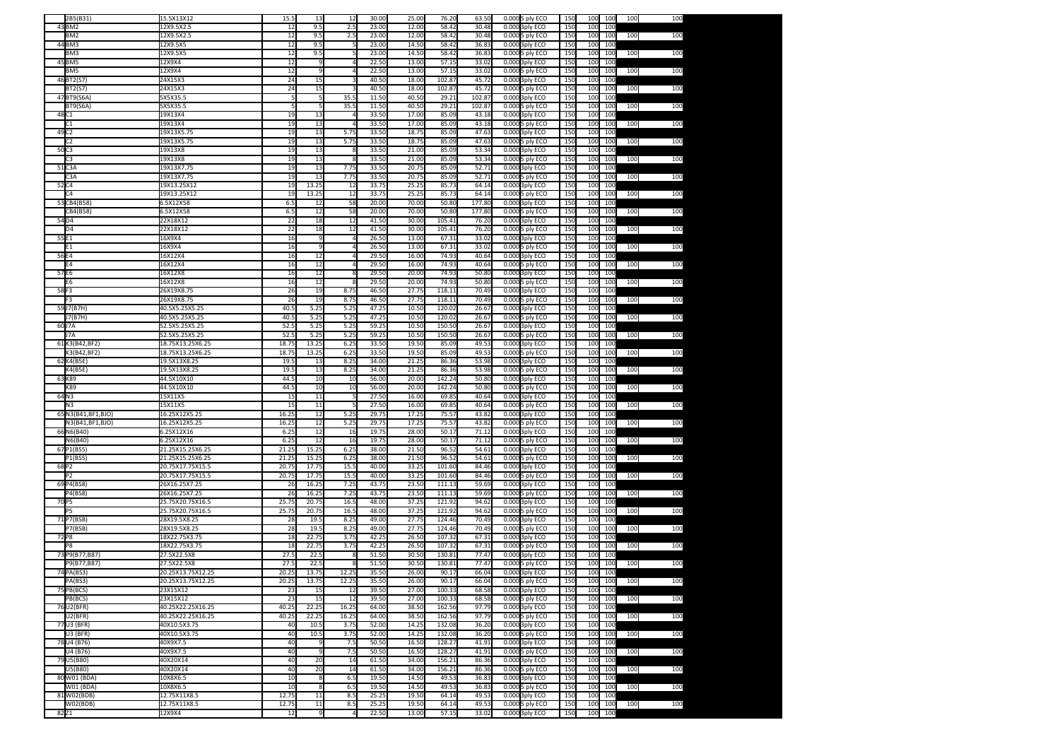|  |  |  |  |  |  |  |  |  |  |  |  |  |  |  |  |
|---|---|---|---|---|---|---|---|---|---|---|---|---|---|---|---|
|  | 2B5(B31) | 15.5X13X12 | 15.5 | 13 | 12 | 30.00 | 25.00 | 76.20 | 63.50 | 0.0005 ply ECO | 150 | 100 | 100 | 100 | 100 |
| 43 | BM2 | 12X9.5X2.5 | 12 | 9.5 | 2.5 | 23.00 | 12.00 | 58.42 | 30.48 | 0.0003ply ECO | 150 | 100 | 100 |  |  |
|  | BM2 | 12X9.5X2.5 | 12 | 9.5 | 2.5 | 23.00 | 12.00 | 58.42 | 30.48 | 0.0005 ply ECO | 150 | 100 | 100 | 100 | 100 |
| 44 | BM3 | 12X9.5X5 | 12 | 9.5 | 5 | 23.00 | 14.50 | 58.42 | 36.83 | 0.0003ply ECO | 150 | 100 | 100 |  |  |
|  | BM3 | 12X9.5X5 | 12 | 9.5 | 5 | 23.00 | 14.50 | 58.42 | 36.83 | 0.0005 ply ECO | 150 | 100 | 100 | 100 | 100 |
| 45 | BM5 | 12X9X4 | 12 | 9 | 4 | 22.50 | 13.00 | 57.15 | 33.02 | 0.0003ply ECO | 150 | 100 | 100 |  |  |
|  | BM5 | 12X9X4 | 12 | 9 | 4 | 22.50 | 13.00 | 57.15 | 33.02 | 0.0005 ply ECO | 150 | 100 | 100 | 100 | 100 |
| 46 | BT2(S7) | 24X15X3 | 24 | 15 | 3 | 40.50 | 18.00 | 102.87 | 45.72 | 0.0003ply ECO | 150 | 100 | 100 |  |  |
|  | BT2(S7) | 24X15X3 | 24 | 15 | 3 | 40.50 | 18.00 | 102.87 | 45.72 | 0.0005 ply ECO | 150 | 100 | 100 | 100 | 100 |
| 47 | BT9(S6A) | 5X5X35.5 | 5 | 5 | 35.5 | 11.50 | 40.50 | 29.21 | 102.87 | 0.0003ply ECO | 150 | 100 | 100 |  |  |
|  | BT9(S6A) | 5X5X35.5 | 5 | 5 | 35.5 | 11.50 | 40.50 | 29.21 | 102.87 | 0.0005 ply ECO | 150 | 100 | 100 | 100 | 100 |
| 48 | C1 | 19X13X4 | 19 | 13 | 4 | 33.50 | 17.00 | 85.09 | 43.18 | 0.0003ply ECO | 150 | 100 | 100 |  |  |
|  | C1 | 19X13X4 | 19 | 13 | 4 | 33.50 | 17.00 | 85.09 | 43.18 | 0.0005 ply ECO | 150 | 100 | 100 | 100 | 100 |
| 49 | C2 | 19X13X5.75 | 19 | 13 | 5.75 | 33.50 | 18.75 | 85.09 | 47.63 | 0.0003ply ECO | 150 | 100 | 100 |  |  |
|  | C2 | 19X13X5.75 | 19 | 13 | 5.75 | 33.50 | 18.75 | 85.09 | 47.63 | 0.0005 ply ECO | 150 | 100 | 100 | 100 | 100 |
| 50 | C3 | 19X13X8 | 19 | 13 | 8 | 33.50 | 21.00 | 85.09 | 53.34 | 0.0003ply ECO | 150 | 100 | 100 |  |  |
|  | C3 | 19X13X8 | 19 | 13 | 8 | 33.50 | 21.00 | 85.09 | 53.34 | 0.0005 ply ECO | 150 | 100 | 100 | 100 | 100 |
| 51 | C3A | 19X13X7.75 | 19 | 13 | 7.75 | 33.50 | 20.75 | 85.09 | 52.71 | 0.0003ply ECO | 150 | 100 | 100 |  |  |
|  | C3A | 19X13X7.75 | 19 | 13 | 7.75 | 33.50 | 20.75 | 85.09 | 52.71 | 0.0005 ply ECO | 150 | 100 | 100 | 100 | 100 |
| 52 | C4 | 19X13.25X12 | 19 | 13.25 | 12 | 33.75 | 25.25 | 85.73 | 64.14 | 0.0003ply ECO | 150 | 100 | 100 |  |  |
|  | C4 | 19X13.25X12 | 19 | 13.25 | 12 | 33.75 | 25.25 | 85.73 | 64.14 | 0.0005 ply ECO | 150 | 100 | 100 | 100 | 100 |
| 53 | CB4(B58) | 6.5X12X58 | 6.5 | 12 | 58 | 20.00 | 70.00 | 50.80 | 177.80 | 0.0003ply ECO | 150 | 100 | 100 |  |  |
|  | CB4(B58) | 6.5X12X58 | 6.5 | 12 | 58 | 20.00 | 70.00 | 50.80 | 177.80 | 0.0005 ply ECO | 150 | 100 | 100 | 100 | 100 |
| 54 | D4 | 22X18X12 | 22 | 18 | 12 | 41.50 | 30.00 | 105.41 | 76.20 | 0.0003ply ECO | 150 | 100 | 100 |  |  |
|  | D4 | 22X18X12 | 22 | 18 | 12 | 41.50 | 30.00 | 105.41 | 76.20 | 0.0005 ply ECO | 150 | 100 | 100 | 100 | 100 |
| 55 | E1 | 16X9X4 | 16 | 9 | 4 | 26.50 | 13.00 | 67.31 | 33.02 | 0.0003ply ECO | 150 | 100 | 100 |  |  |
|  | E1 | 16X9X4 | 16 | 9 | 4 | 26.50 | 13.00 | 67.31 | 33.02 | 0.0005 ply ECO | 150 | 100 | 100 | 100 | 100 |
| 56 | E4 | 16X12X4 | 16 | 12 | 4 | 29.50 | 16.00 | 74.93 | 40.64 | 0.0003ply ECO | 150 | 100 | 100 |  |  |
|  | E4 | 16X12X4 | 16 | 12 | 4 | 29.50 | 16.00 | 74.93 | 40.64 | 0.0005 ply ECO | 150 | 100 | 100 | 100 | 100 |
| 57 | E6 | 16X12X8 | 16 | 12 | 8 | 29.50 | 20.00 | 74.93 | 50.80 | 0.0003ply ECO | 150 | 100 | 100 |  |  |
|  | E6 | 16X12X8 | 16 | 12 | 8 | 29.50 | 20.00 | 74.93 | 50.80 | 0.0005 ply ECO | 150 | 100 | 100 | 100 | 100 |
| 58 | F3 | 26X19X8.75 | 26 | 19 | 8.75 | 46.50 | 27.75 | 118.11 | 70.49 | 0.0003ply ECO | 150 | 100 | 100 |  |  |
|  | F3 | 26X19X8.75 | 26 | 19 | 8.75 | 46.50 | 27.75 | 118.11 | 70.49 | 0.0005 ply ECO | 150 | 100 | 100 | 100 | 100 |
| 59 | J7(B7H) | 40.5X5.25X5.25 | 40.5 | 5.25 | 5.25 | 47.25 | 10.50 | 120.02 | 26.67 | 0.0003ply ECO | 150 | 100 | 100 |  |  |
|  | J7(B7H) | 40.5X5.25X5.25 | 40.5 | 5.25 | 5.25 | 47.25 | 10.50 | 120.02 | 26.67 | 0.0005 ply ECO | 150 | 100 | 100 | 100 | 100 |
| 60 | J7A | 52.5X5.25X5.25 | 52.5 | 5.25 | 5.25 | 59.25 | 10.50 | 150.50 | 26.67 | 0.0003ply ECO | 150 | 100 | 100 |  |  |
|  | J7A | 52.5X5.25X5.25 | 52.5 | 5.25 | 5.25 | 59.25 | 10.50 | 150.50 | 26.67 | 0.0005 ply ECO | 150 | 100 | 100 | 100 | 100 |
| 61 | K3(B42,BF2) | 18.75X13.25X6.25 | 18.75 | 13.25 | 6.25 | 33.50 | 19.50 | 85.09 | 49.53 | 0.0003ply ECO | 150 | 100 | 100 |  |  |
|  | K3(B42,BF2) | 18.75X13.25X6.25 | 18.75 | 13.25 | 6.25 | 33.50 | 19.50 | 85.09 | 49.53 | 0.0005 ply ECO | 150 | 100 | 100 | 100 | 100 |
| 62 | K4(B5E) | 19.5X13X8.25 | 19.5 | 13 | 8.25 | 34.00 | 21.25 | 86.36 | 53.98 | 0.0003ply ECO | 150 | 100 | 100 |  |  |
|  | K4(B5E) | 19.5X13X8.25 | 19.5 | 13 | 8.25 | 34.00 | 21.25 | 86.36 | 53.98 | 0.0005 ply ECO | 150 | 100 | 100 | 100 | 100 |
| 63 | K89 | 44.5X10X10 | 44.5 | 10 | 10 | 56.00 | 20.00 | 142.24 | 50.80 | 0.0003ply ECO | 150 | 100 | 100 |  |  |
|  | K89 | 44.5X10X10 | 44.5 | 10 | 10 | 56.00 | 20.00 | 142.24 | 50.80 | 0.0005 ply ECO | 150 | 100 | 100 | 100 | 100 |
| 64 | N3 | 15X11X5 | 15 | 11 | 5 | 27.50 | 16.00 | 69.85 | 40.64 | 0.0003ply ECO | 150 | 100 | 100 |  |  |
|  | N3 | 15X11X5 | 15 | 11 | 5 | 27.50 | 16.00 | 69.85 | 40.64 | 0.0005 ply ECO | 150 | 100 | 100 | 100 | 100 |
| 65 | N3(B41,BF1,BJO) | 16.25X12X5.25 | 16.25 | 12 | 5.25 | 29.75 | 17.25 | 75.57 | 43.82 | 0.0003ply ECO | 150 | 100 | 100 |  |  |
|  | N3(B41,BF1,BJO) | 16.25X12X5.25 | 16.25 | 12 | 5.25 | 29.75 | 17.25 | 75.57 | 43.82 | 0.0005 ply ECO | 150 | 100 | 100 | 100 | 100 |
| 66 | N6(B40) | 6.25X12X16 | 6.25 | 12 | 16 | 19.75 | 28.00 | 50.17 | 71.12 | 0.0003ply ECO | 150 | 100 | 100 |  |  |
|  | N6(B40) | 6.25X12X16 | 6.25 | 12 | 16 | 19.75 | 28.00 | 50.17 | 71.12 | 0.0005 ply ECO | 150 | 100 | 100 | 100 | 100 |
| 67 | P1(BS5) | 21.25X15.25X6.25 | 21.25 | 15.25 | 6.25 | 38.00 | 21.50 | 96.52 | 54.61 | 0.0003ply ECO | 150 | 100 | 100 |  |  |
|  | P1(BS5) | 21.25X15.25X6.25 | 21.25 | 15.25 | 6.25 | 38.00 | 21.50 | 96.52 | 54.61 | 0.0005 ply ECO | 150 | 100 | 100 | 100 | 100 |
| 68 | P2 | 20.75X17.75X15.5 | 20.75 | 17.75 | 15.5 | 40.00 | 33.25 | 101.60 | 84.46 | 0.0003ply ECO | 150 | 100 | 100 |  |  |
|  | P2 | 20.75X17.75X15.5 | 20.75 | 17.75 | 15.5 | 40.00 | 33.25 | 101.60 | 84.46 | 0.0005 ply ECO | 150 | 100 | 100 | 100 | 100 |
| 69 | P4(BS8) | 26X16.25X7.25 | 26 | 16.25 | 7.25 | 43.75 | 23.50 | 111.13 | 59.69 | 0.0003ply ECO | 150 | 100 | 100 |  |  |
|  | P4(BS8) | 26X16.25X7.25 | 26 | 16.25 | 7.25 | 43.75 | 23.50 | 111.13 | 59.69 | 0.0005 ply ECO | 150 | 100 | 100 | 100 | 100 |
| 70 | P5 | 25.75X20.75X16.5 | 25.75 | 20.75 | 16.5 | 48.00 | 37.25 | 121.92 | 94.62 | 0.0003ply ECO | 150 | 100 | 100 |  |  |
|  | P5 | 25.75X20.75X16.5 | 25.75 | 20.75 | 16.5 | 48.00 | 37.25 | 121.92 | 94.62 | 0.0005 ply ECO | 150 | 100 | 100 | 100 | 100 |
| 71 | P7(BSB) | 28X19.5X8.25 | 28 | 19.5 | 8.25 | 49.00 | 27.75 | 124.46 | 70.49 | 0.0003ply ECO | 150 | 100 | 100 |  |  |
|  | P7(BSB) | 28X19.5X8.25 | 28 | 19.5 | 8.25 | 49.00 | 27.75 | 124.46 | 70.49 | 0.0005 ply ECO | 150 | 100 | 100 | 100 | 100 |
| 72 | P8 | 18X22.75X3.75 | 18 | 22.75 | 3.75 | 42.25 | 26.50 | 107.32 | 67.31 | 0.0003ply ECO | 150 | 100 | 100 |  |  |
|  | P8 | 18X22.75X3.75 | 18 | 22.75 | 3.75 | 42.25 | 26.50 | 107.32 | 67.31 | 0.0005 ply ECO | 150 | 100 | 100 | 100 | 100 |
| 73 | P9(B77,B87) | 27.5X22.5X8 | 27.5 | 22.5 | 8 | 51.50 | 30.50 | 130.81 | 77.47 | 0.0003ply ECO | 150 | 100 | 100 |  |  |
|  | P9(B77,B87) | 27.5X22.5X8 | 27.5 | 22.5 | 8 | 51.50 | 30.50 | 130.81 | 77.47 | 0.0005 ply ECO | 150 | 100 | 100 | 100 | 100 |
| 74 | PA(BS3) | 20.25X13.75X12.25 | 20.25 | 13.75 | 12.25 | 35.50 | 26.00 | 90.17 | 66.04 | 0.0003ply ECO | 150 | 100 | 100 |  |  |
|  | PA(BS3) | 20.25X13.75X12.25 | 20.25 | 13.75 | 12.25 | 35.50 | 26.00 | 90.17 | 66.04 | 0.0005 ply ECO | 150 | 100 | 100 | 100 | 100 |
| 75 | PB(BCS) | 23X15X12 | 23 | 15 | 12 | 39.50 | 27.00 | 100.33 | 68.58 | 0.0003ply ECO | 150 | 100 | 100 |  |  |
|  | PB(BCS) | 23X15X12 | 23 | 15 | 12 | 39.50 | 27.00 | 100.33 | 68.58 | 0.0005 ply ECO | 150 | 100 | 100 | 100 | 100 |
| 76 | U2(BFR) | 40.25X22.25X16.25 | 40.25 | 22.25 | 16.25 | 64.00 | 38.50 | 162.56 | 97.79 | 0.0003ply ECO | 150 | 100 | 100 |  |  |
|  | U2(BFR) | 40.25X22.25X16.25 | 40.25 | 22.25 | 16.25 | 64.00 | 38.50 | 162.56 | 97.79 | 0.0005 ply ECO | 150 | 100 | 100 | 100 | 100 |
| 77 | U3 (BFR) | 40X10.5X3.75 | 40 | 10.5 | 3.75 | 52.00 | 14.25 | 132.08 | 36.20 | 0.0003ply ECO | 150 | 100 | 100 |  |  |
|  | U3 (BFR) | 40X10.5X3.75 | 40 | 10.5 | 3.75 | 52.00 | 14.25 | 132.08 | 36.20 | 0.0005 ply ECO | 150 | 100 | 100 | 100 | 100 |
| 78 | U4 (B76) | 40X9X7.5 | 40 | 9 | 7.5 | 50.50 | 16.50 | 128.27 | 41.91 | 0.0003ply ECO | 150 | 100 | 100 |  |  |
|  | U4 (B76) | 40X9X7.5 | 40 | 9 | 7.5 | 50.50 | 16.50 | 128.27 | 41.91 | 0.0005 ply ECO | 150 | 100 | 100 | 100 | 100 |
| 79 | U5(B80) | 40X20X14 | 40 | 20 | 14 | 61.50 | 34.00 | 156.21 | 86.36 | 0.0003ply ECO | 150 | 100 | 100 |  |  |
|  | U5(B80) | 40X20X14 | 40 | 20 | 14 | 61.50 | 34.00 | 156.21 | 86.36 | 0.0005 ply ECO | 150 | 100 | 100 | 100 | 100 |
| 80 | W01 (BDA) | 10X8X6.5 | 10 | 8 | 6.5 | 19.50 | 14.50 | 49.53 | 36.83 | 0.0003ply ECO | 150 | 100 | 100 |  |  |
|  | W01 (BDA) | 10X8X6.5 | 10 | 8 | 6.5 | 19.50 | 14.50 | 49.53 | 36.83 | 0.0005 ply ECO | 150 | 100 | 100 | 100 | 100 |
| 81 | W02(BDB) | 12.75X11X8.5 | 12.75 | 11 | 8.5 | 25.25 | 19.50 | 64.14 | 49.53 | 0.0003ply ECO | 150 | 100 | 100 |  |  |
|  | W02(BDB) | 12.75X11X8.5 | 12.75 | 11 | 8.5 | 25.25 | 19.50 | 64.14 | 49.53 | 0.0005 ply ECO | 150 | 100 | 100 | 100 | 100 |
| 82 | Z1 | 12X9X4 | 12 | 9 | 4 | 22.50 | 13.00 | 57.15 | 33.02 | 0.0003ply ECO | 150 | 100 | 100 |  |  |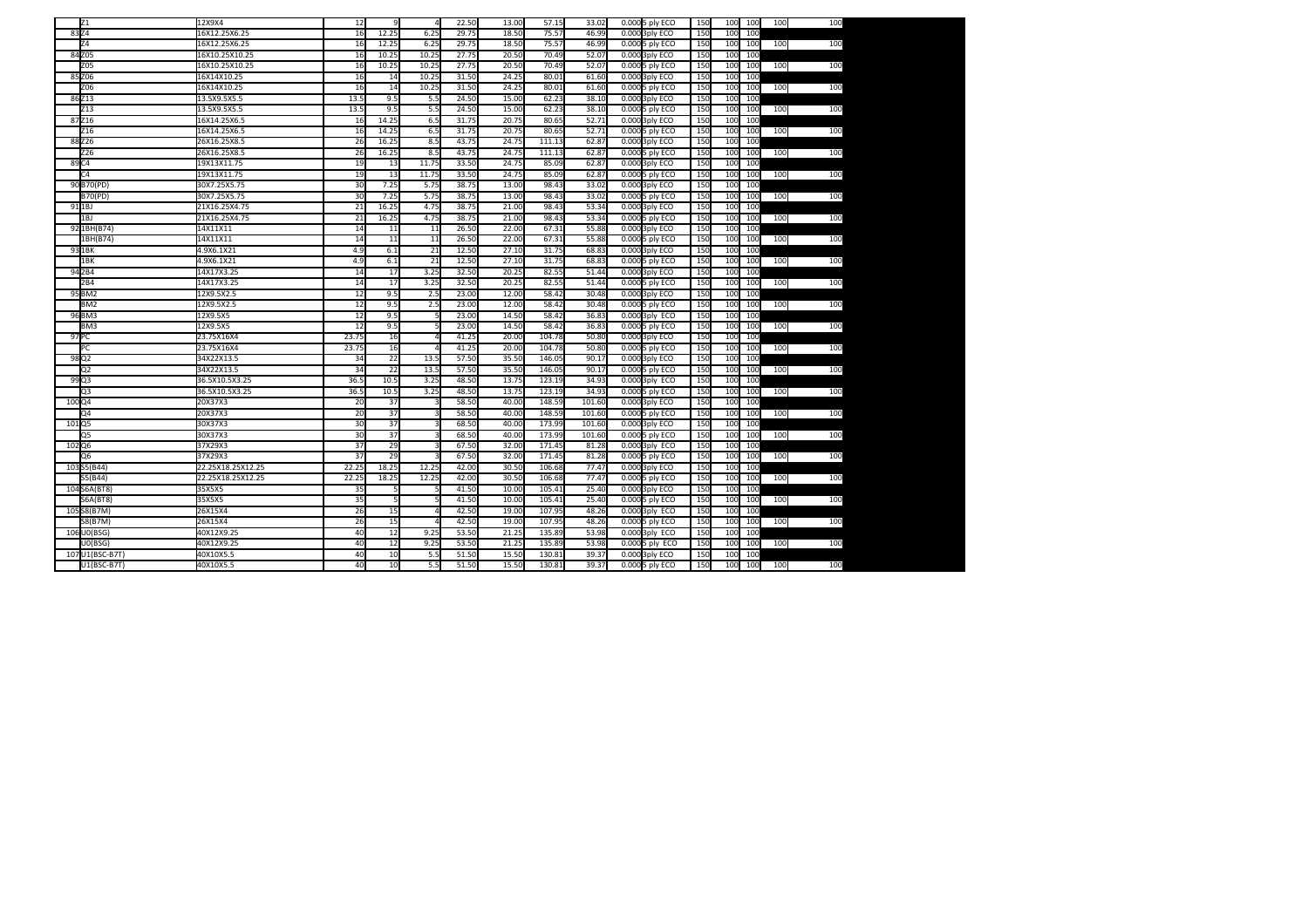| | | | | | | | | | | | | | | | | |
|---|---|---|---|---|---|---|---|---|---|---|---|---|---|---|---|---|
| | Z1 | 12X9X4 | 12 | 9 | 4 | 22.50 | 13.00 | 57.15 | 33.02 | 0.000 | 5 ply ECO | 150 | 100 | 100 | 100 | 100 |
| 83 | Z4 | 16X12.25X6.25 | 16 | 12.25 | 6.25 | 29.75 | 18.50 | 75.57 | 46.99 | 0.000 | 3ply ECO | 150 | 100 | 100 | | |
| | Z4 | 16X12.25X6.25 | 16 | 12.25 | 6.25 | 29.75 | 18.50 | 75.57 | 46.99 | 0.000 | 5 ply ECO | 150 | 100 | 100 | 100 | 100 |
| 84 | Z05 | 16X10.25X10.25 | 16 | 10.25 | 10.25 | 27.75 | 20.50 | 70.49 | 52.07 | 0.000 | 3ply ECO | 150 | 100 | 100 | | |
| | Z05 | 16X10.25X10.25 | 16 | 10.25 | 10.25 | 27.75 | 20.50 | 70.49 | 52.07 | 0.000 | 5 ply ECO | 150 | 100 | 100 | 100 | 100 |
| 85 | Z06 | 16X14X10.25 | 16 | 14 | 10.25 | 31.50 | 24.25 | 80.01 | 61.60 | 0.000 | 3ply ECO | 150 | 100 | 100 | | |
| | Z06 | 16X14X10.25 | 16 | 14 | 10.25 | 31.50 | 24.25 | 80.01 | 61.60 | 0.000 | 5 ply ECO | 150 | 100 | 100 | 100 | 100 |
| 86 | Z13 | 13.5X9.5X5.5 | 13.5 | 9.5 | 5.5 | 24.50 | 15.00 | 62.23 | 38.10 | 0.000 | 3ply ECO | 150 | 100 | 100 | | |
| | Z13 | 13.5X9.5X5.5 | 13.5 | 9.5 | 5.5 | 24.50 | 15.00 | 62.23 | 38.10 | 0.000 | 5 ply ECO | 150 | 100 | 100 | 100 | 100 |
| 87 | Z16 | 16X14.25X6.5 | 16 | 14.25 | 6.5 | 31.75 | 20.75 | 80.65 | 52.71 | 0.000 | 3ply ECO | 150 | 100 | 100 | | |
| | Z16 | 16X14.25X6.5 | 16 | 14.25 | 6.5 | 31.75 | 20.75 | 80.65 | 52.71 | 0.000 | 5 ply ECO | 150 | 100 | 100 | 100 | 100 |
| 88 | Z26 | 26X16.25X8.5 | 26 | 16.25 | 8.5 | 43.75 | 24.75 | 111.13 | 62.87 | 0.000 | 3ply ECO | 150 | 100 | 100 | | |
| | Z26 | 26X16.25X8.5 | 26 | 16.25 | 8.5 | 43.75 | 24.75 | 111.13 | 62.87 | 0.000 | 5 ply ECO | 150 | 100 | 100 | 100 | 100 |
| 89 | C4 | 19X13X11.75 | 19 | 13 | 11.75 | 33.50 | 24.75 | 85.09 | 62.87 | 0.000 | 3ply ECO | 150 | 100 | 100 | | |
| | C4 | 19X13X11.75 | 19 | 13 | 11.75 | 33.50 | 24.75 | 85.09 | 62.87 | 0.000 | 5 ply ECO | 150 | 100 | 100 | 100 | 100 |
| 90 | B70(PD) | 30X7.25X5.75 | 30 | 7.25 | 5.75 | 38.75 | 13.00 | 98.43 | 33.02 | 0.000 | 3ply ECO | 150 | 100 | 100 | | |
| | B70(PD) | 30X7.25X5.75 | 30 | 7.25 | 5.75 | 38.75 | 13.00 | 98.43 | 33.02 | 0.000 | 5 ply ECO | 150 | 100 | 100 | 100 | 100 |
| 91 | 1BJ | 21X16.25X4.75 | 21 | 16.25 | 4.75 | 38.75 | 21.00 | 98.43 | 53.34 | 0.000 | 3ply ECO | 150 | 100 | 100 | | |
| | 1BJ | 21X16.25X4.75 | 21 | 16.25 | 4.75 | 38.75 | 21.00 | 98.43 | 53.34 | 0.000 | 5 ply ECO | 150 | 100 | 100 | 100 | 100 |
| 92 | 1BH(B74) | 14X11X11 | 14 | 11 | 11 | 26.50 | 22.00 | 67.31 | 55.88 | 0.000 | 3ply ECO | 150 | 100 | 100 | | |
| | 1BH(B74) | 14X11X11 | 14 | 11 | 11 | 26.50 | 22.00 | 67.31 | 55.88 | 0.000 | 5 ply ECO | 150 | 100 | 100 | 100 | 100 |
| 93 | 1BK | 4.9X6.1X21 | 4.9 | 6.1 | 21 | 12.50 | 27.10 | 31.75 | 68.83 | 0.000 | 3ply ECO | 150 | 100 | 100 | | |
| | 1BK | 4.9X6.1X21 | 4.9 | 6.1 | 21 | 12.50 | 27.10 | 31.75 | 68.83 | 0.000 | 5 ply ECO | 150 | 100 | 100 | 100 | 100 |
| 94 | 2B4 | 14X17X3.25 | 14 | 17 | 3.25 | 32.50 | 20.25 | 82.55 | 51.44 | 0.000 | 3ply ECO | 150 | 100 | 100 | | |
| | 2B4 | 14X17X3.25 | 14 | 17 | 3.25 | 32.50 | 20.25 | 82.55 | 51.44 | 0.000 | 5 ply ECO | 150 | 100 | 100 | 100 | 100 |
| 95 | BM2 | 12X9.5X2.5 | 12 | 9.5 | 2.5 | 23.00 | 12.00 | 58.42 | 30.48 | 0.000 | 3ply ECO | 150 | 100 | 100 | | |
| | BM2 | 12X9.5X2.5 | 12 | 9.5 | 2.5 | 23.00 | 12.00 | 58.42 | 30.48 | 0.000 | 5 ply ECO | 150 | 100 | 100 | 100 | 100 |
| 96 | BM3 | 12X9.5X5 | 12 | 9.5 | 5 | 23.00 | 14.50 | 58.42 | 36.83 | 0.000 | 3ply ECO | 150 | 100 | 100 | | |
| | BM3 | 12X9.5X5 | 12 | 9.5 | 5 | 23.00 | 14.50 | 58.42 | 36.83 | 0.000 | 5 ply ECO | 150 | 100 | 100 | 100 | 100 |
| 97 | PC | 23.75X16X4 | 23.75 | 16 | 4 | 41.25 | 20.00 | 104.78 | 50.80 | 0.000 | 3ply ECO | 150 | 100 | 100 | | |
| | PC | 23.75X16X4 | 23.75 | 16 | 4 | 41.25 | 20.00 | 104.78 | 50.80 | 0.000 | 5 ply ECO | 150 | 100 | 100 | 100 | 100 |
| 98 | Q2 | 34X22X13.5 | 34 | 22 | 13.5 | 57.50 | 35.50 | 146.05 | 90.17 | 0.000 | 3ply ECO | 150 | 100 | 100 | | |
| | Q2 | 34X22X13.5 | 34 | 22 | 13.5 | 57.50 | 35.50 | 146.05 | 90.17 | 0.000 | 5 ply ECO | 150 | 100 | 100 | 100 | 100 |
| 99 | Q3 | 36.5X10.5X3.25 | 36.5 | 10.5 | 3.25 | 48.50 | 13.75 | 123.19 | 34.93 | 0.000 | 3ply ECO | 150 | 100 | 100 | | |
| | Q3 | 36.5X10.5X3.25 | 36.5 | 10.5 | 3.25 | 48.50 | 13.75 | 123.19 | 34.93 | 0.000 | 5 ply ECO | 150 | 100 | 100 | 100 | 100 |
| 100 | Q4 | 20X37X3 | 20 | 37 | 3 | 58.50 | 40.00 | 148.59 | 101.60 | 0.000 | 3ply ECO | 150 | 100 | 100 | | |
| | Q4 | 20X37X3 | 20 | 37 | 3 | 58.50 | 40.00 | 148.59 | 101.60 | 0.000 | 5 ply ECO | 150 | 100 | 100 | 100 | 100 |
| 101 | Q5 | 30X37X3 | 30 | 37 | 3 | 68.50 | 40.00 | 173.99 | 101.60 | 0.000 | 3ply ECO | 150 | 100 | 100 | | |
| | Q5 | 30X37X3 | 30 | 37 | 3 | 68.50 | 40.00 | 173.99 | 101.60 | 0.000 | 5 ply ECO | 150 | 100 | 100 | 100 | 100 |
| 102 | Q6 | 37X29X3 | 37 | 29 | 3 | 67.50 | 32.00 | 171.45 | 81.28 | 0.000 | 3ply ECO | 150 | 100 | 100 | | |
| | Q6 | 37X29X3 | 37 | 29 | 3 | 67.50 | 32.00 | 171.45 | 81.28 | 0.000 | 5 ply ECO | 150 | 100 | 100 | 100 | 100 |
| 103 | S5(B44) | 22.25X18.25X12.25 | 22.25 | 18.25 | 12.25 | 42.00 | 30.50 | 106.68 | 77.47 | 0.000 | 3ply ECO | 150 | 100 | 100 | | |
| | S5(B44) | 22.25X18.25X12.25 | 22.25 | 18.25 | 12.25 | 42.00 | 30.50 | 106.68 | 77.47 | 0.000 | 5 ply ECO | 150 | 100 | 100 | 100 | 100 |
| 104 | S6A(BT8) | 35X5X5 | 35 | 5 | 5 | 41.50 | 10.00 | 105.41 | 25.40 | 0.000 | 3ply ECO | 150 | 100 | 100 | | |
| | S6A(BT8) | 35X5X5 | 35 | 5 | 5 | 41.50 | 10.00 | 105.41 | 25.40 | 0.000 | 5 ply ECO | 150 | 100 | 100 | 100 | 100 |
| 105 | S8(B7M) | 26X15X4 | 26 | 15 | 4 | 42.50 | 19.00 | 107.95 | 48.26 | 0.000 | 3ply ECO | 150 | 100 | 100 | | |
| | S8(B7M) | 26X15X4 | 26 | 15 | 4 | 42.50 | 19.00 | 107.95 | 48.26 | 0.000 | 5 ply ECO | 150 | 100 | 100 | 100 | 100 |
| 106 | U0(BSG) | 40X12X9.25 | 40 | 12 | 9.25 | 53.50 | 21.25 | 135.89 | 53.98 | 0.000 | 3ply ECO | 150 | 100 | 100 | | |
| | U0(BSG) | 40X12X9.25 | 40 | 12 | 9.25 | 53.50 | 21.25 | 135.89 | 53.98 | 0.000 | 5 ply ECO | 150 | 100 | 100 | 100 | 100 |
| 107 | U1(BSC-B7T) | 40X10X5.5 | 40 | 10 | 5.5 | 51.50 | 15.50 | 130.81 | 39.37 | 0.000 | 3ply ECO | 150 | 100 | 100 | | |
| | U1(BSC-B7T) | 40X10X5.5 | 40 | 10 | 5.5 | 51.50 | 15.50 | 130.81 | 39.37 | 0.000 | 5 ply ECO | 150 | 100 | 100 | 100 | 100 |